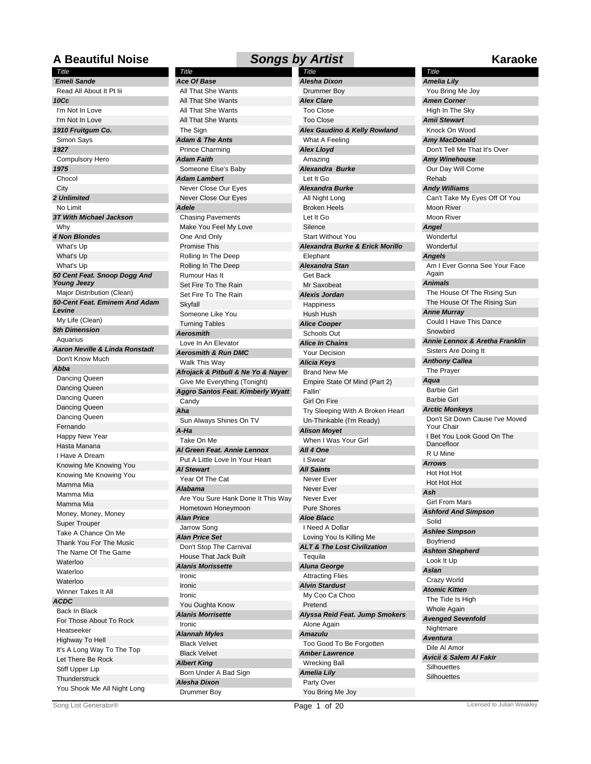# A Beautiful Noise — Songs by Artist — Karaoke

**`Emeli Sande**
- Read All About It Pt Iii

**10Cc**
- I'm Not In Love
- I'm Not In Love

**1910 Fruitgum Co.**
- Simon Says

**1927**
- Compulsory Hero

**1975**
- Chocol
- City

**2 Unlimited**
- No Limit

**3T With Michael Jackson**
- Why

**4 Non Blondes**
- What's Up
- What's Up
- What's Up

**50 Cent Feat. Snoop Dogg And Young Jeezy**
- Major Distribution (Clean)

**50-Cent Feat. Eminem And Adam Levine**
- My Life (Clean)

**5th Dimension**
- Aquarius

**Aaron Neville & Linda Ronstadt**
- Don't Know Much

**Abba**
- Dancing Queen
- Dancing Queen
- Dancing Queen
- Dancing Queen
- Dancing Queen
- Fernando
- Happy New Year
- Hasta Manana
- I Have A Dream
- Knowing Me Knowing You
- Knowing Me Knowing You
- Mamma Mia
- Mamma Mia
- Mamma Mia
- Money, Money, Money
- Super Trouper
- Take A Chance On Me
- Thank You For The Music
- The Name Of The Game
- Waterloo
- Waterloo
- Waterloo
- Winner Takes It All

**ACDC**
- Back In Black
- For Those About To Rock
- Heatseeker
- Highway To Hell
- It's A Long Way To The Top
- Let There Be Rock
- Stiff Upper Lip
- Thunderstruck
- You Shook Me All Night Long

**Ace Of Base**
- All That She Wants
- All That She Wants
- All That She Wants
- All That She Wants
- The Sign

**Adam & The Ants**
- Prince Charming

**Adam Faith**
- Someone Else's Baby

**Adam Lambert**
- Never Close Our Eyes
- Never Close Our Eyes

**Adele**
- Chasing Pavements
- Make You Feel My Love
- One And Only
- Promise This
- Rolling In The Deep
- Rolling In The Deep
- Rumour Has It
- Set Fire To The Rain
- Set Fire To The Rain
- Skyfall
- Someone Like You
- Turning Tables

**Aerosmith**
- Love In An Elevator

**Aerosmith & Run DMC**
- Walk This Way

**Afrojack & Pitbull & Ne Yo & Nayer**
- Give Me Everything (Tonight)

**Aggro Santos Feat. Kimberly Wyatt**
- Candy

**Aha**
- Sun Always Shines On TV

**A-Ha**
- Take On Me

**Al Green Feat. Annie Lennox**
- Put A Little Love In Your Heart

**Al Stewart**
- Year Of The Cat

**Alabama**
- Are You Sure Hank Done It This Way
- Hometown Honeymoon

**Alan Price**
- Jarrow Song

**Alan Price Set**
- Don't Stop The Carnival
- House That Jack Built

**Alanis Morissette**
- Ironic
- Ironic
- Ironic
- You Oughta Know

**Alanis Morrisette**
- Ironic

**Alannah Myles**
- Black Velvet
- Black Velvet

**Albert King**
- Born Under A Bad Sign

**Alesha Dixon**
- Drummer Boy

**Alesha Dixon**
- Drummer Boy

**Alex Clare**
- Too Close
- Too Close

**Alex Gaudino & Kelly Rowland**
- What A Feeling

**Alex Lloyd**
- Amazing

**Alexandra  Burke**
- Let It Go

**Alexandra Burke**
- All Night Long
- Broken Heels
- Let It Go
- Silence
- Start Without You

**Alexandra Burke & Erick Morillo**
- Elephant

**Alexandra Stan**
- Get Back
- Mr Saxobeat

**Alexis Jordan**
- Happiness
- Hush Hush

**Alice Cooper**
- Schools Out

**Alice In Chains**
- Your Decision

**Alicia Keys**
- Brand New Me
- Empire State Of Mind (Part 2)
- Fallin'
- Girl On Fire
- Try Sleeping With A Broken Heart
- Un-Thinkable (I'm Ready)

**Alison Moyet**
- When I Was Your Girl

**All 4 One**
- I Swear

**All Saints**
- Never Ever
- Never Ever
- Never Ever
- Pure Shores

**Aloe Blacc**
- I Need A Dollar
- Loving You Is Killing Me

**ALT & The Lost Civilization**
- Tequila

**Aluna George**
- Attracting Flies

**Alvin Stardust**
- My Coo Ca Choo
- Pretend

**Alyssa Reid Feat. Jump Smokers**
- Alone Again

**Amazulu**
- Too Good To Be Forgotten

**Amber Lawrence**
- Wrecking Ball

**Amelia Lily**
- Party Over
- You Bring Me Joy

**Amelia Lily**
- You Bring Me Joy

**Amen Corner**
- High In The Sky

**Amii Stewart**
- Knock On Wood

**Amy MacDonald**
- Don't Tell Me That It's Over

**Amy Winehouse**
- Our Day Will Come
- Rehab

**Andy Williams**
- Can't Take My Eyes Off Of You
- Moon River
- Moon River

**Angel**
- Wonderful
- Wonderful

**Angels**
- Am I Ever Gonna See Your Face Again

**Animals**
- The House Of The Rising Sun
- The House Of The Rising Sun

**Anne Murray**
- Could I Have This Dance
- Snowbird

**Annie Lennox & Aretha Franklin**
- Sisters Are Doing It

**Anthony Callea**
- The Prayer

**Aqua**
- Barbie Girl
- Barbie Girl

**Arctic Monkeys**
- Don't Sit Down Cause I've Moved Your Chair
- I Bet You Look Good On The Dancefloor
- R U Mine

**Arrows**
- Hot Hot Hot
- Hot Hot Hot

**Ash**
- Girl From Mars

**Ashford And Simpson**
- Solid

**Ashlee Simpson**
- Boyfriend

**Ashton Shepherd**
- Look It Up

**Aslan**
- Crazy World

**Atomic Kitten**
- The Tide Is High
- Whole Again

**Avenged Sevenfold**
- Nightmare

**Aventura**
- Dile Al Amor

**Avicii & Salem Al Fakir**
- Silhouettes
- Silhouettes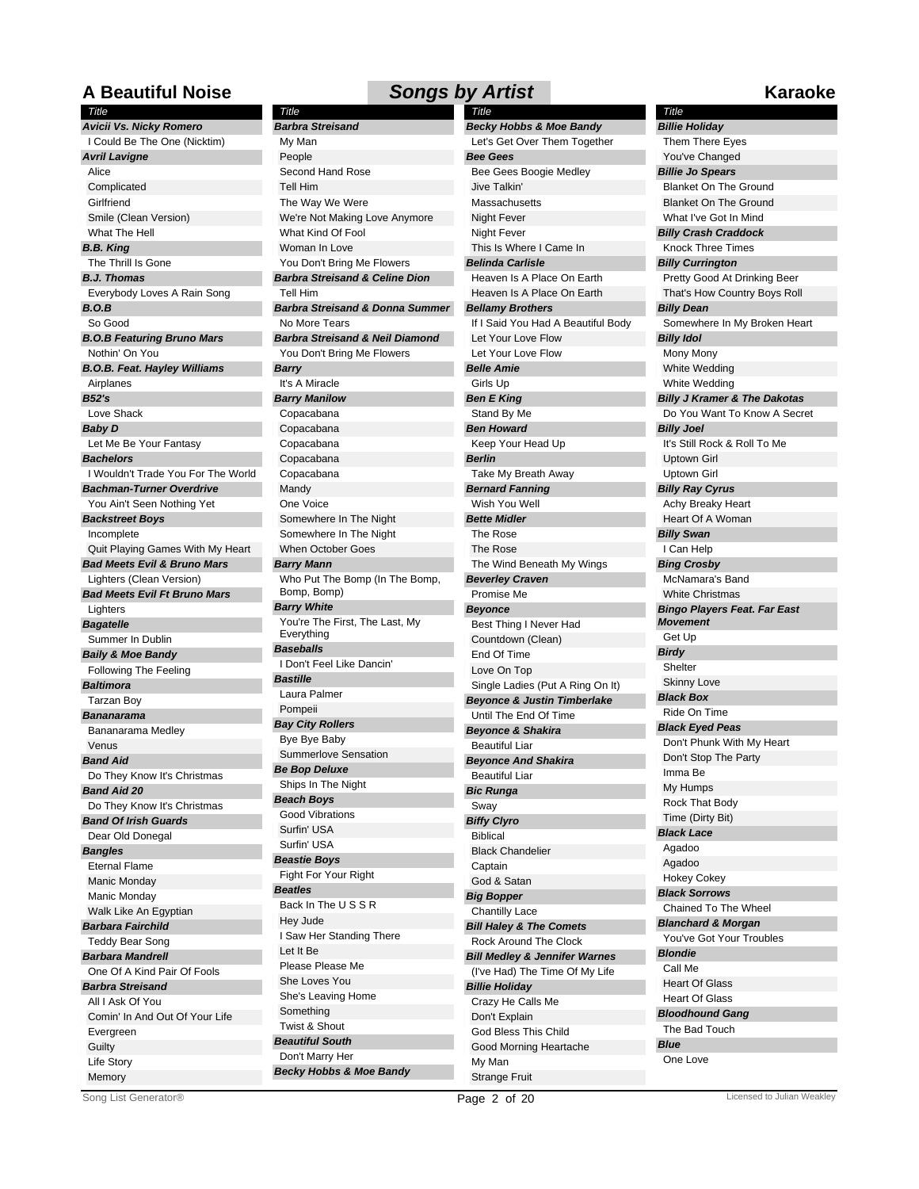# A Beautiful Noise — Songs by Artist — Karaoke

*Title*

***Avicii Vs. Nicky Romero***
- I Could Be The One (Nicktim)

***Avril Lavigne***
- Alice
- Complicated
- Girlfriend
- Smile (Clean Version)
- What The Hell

***B.B. King***
- The Thrill Is Gone

***B.J. Thomas***
- Everybody Loves A Rain Song

***B.O.B***
- So Good

***B.O.B Featuring Bruno Mars***
- Nothin' On You

***B.O.B. Feat. Hayley Williams***
- Airplanes

***B52's***
- Love Shack

***Baby D***
- Let Me Be Your Fantasy

***Bachelors***
- I Wouldn't Trade You For The World

***Bachman-Turner Overdrive***
- You Ain't Seen Nothing Yet

***Backstreet Boys***
- Incomplete
- Quit Playing Games With My Heart

***Bad Meets Evil & Bruno Mars***
- Lighters (Clean Version)

***Bad Meets Evil Ft Bruno Mars***
- Lighters

***Bagatelle***
- Summer In Dublin

***Baily & Moe Bandy***
- Following The Feeling

***Baltimora***
- Tarzan Boy

***Bananarama***
- Bananarama Medley
- Venus

***Band Aid***
- Do They Know It's Christmas

***Band Aid 20***
- Do They Know It's Christmas

***Band Of Irish Guards***
- Dear Old Donegal

***Bangles***
- Eternal Flame
- Manic Monday
- Manic Monday
- Walk Like An Egyptian

***Barbara Fairchild***
- Teddy Bear Song

***Barbara Mandrell***
- One Of A Kind Pair Of Fools

***Barbra Streisand***
- All I Ask Of You
- Comin' In And Out Of Your Life
- Evergreen
- Guilty
- Life Story
- Memory

***Barbra Streisand***
- My Man
- People
- Second Hand Rose
- Tell Him
- The Way We Were
- We're Not Making Love Anymore
- What Kind Of Fool
- Woman In Love
- You Don't Bring Me Flowers

***Barbra Streisand & Celine Dion***
- Tell Him

***Barbra Streisand & Donna Summer***
- No More Tears

***Barbra Streisand & Neil Diamond***
- You Don't Bring Me Flowers

***Barry***
- It's A Miracle

***Barry Manilow***
- Copacabana
- Copacabana
- Copacabana
- Copacabana
- Copacabana
- Mandy
- One Voice
- Somewhere In The Night
- Somewhere In The Night
- When October Goes

***Barry Mann***
- Who Put The Bomp (In The Bomp, Bomp, Bomp)

***Barry White***
- You're The First, The Last, My Everything

***Baseballs***
- I Don't Feel Like Dancin'

***Bastille***
- Laura Palmer
- Pompeii

***Bay City Rollers***
- Bye Bye Baby
- Summerlove Sensation

***Be Bop Deluxe***
- Ships In The Night

***Beach Boys***
- Good Vibrations
- Surfin' USA
- Surfin' USA

***Beastie Boys***
- Fight For Your Right

***Beatles***
- Back In The U S S R
- Hey Jude
- I Saw Her Standing There
- Let It Be
- Please Please Me
- She Loves You
- She's Leaving Home
- Something
- Twist & Shout

***Beautiful South***
- Don't Marry Her

***Becky Hobbs & Moe Bandy***
- Let's Get Over Them Together

***Bee Gees***
- Bee Gees Boogie Medley
- Jive Talkin'
- Massachusetts
- Night Fever
- Night Fever
- This Is Where I Came In

***Belinda Carlisle***
- Heaven Is A Place On Earth
- Heaven Is A Place On Earth

***Bellamy Brothers***
- If I Said You Had A Beautiful Body
- Let Your Love Flow
- Let Your Love Flow

***Belle Amie***
- Girls Up

***Ben E King***
- Stand By Me

***Ben Howard***
- Keep Your Head Up

***Berlin***
- Take My Breath Away

***Bernard Fanning***
- Wish You Well

***Bette Midler***
- The Rose
- The Rose
- The Wind Beneath My Wings

***Beverley Craven***
- Promise Me

***Beyonce***
- Best Thing I Never Had
- Countdown (Clean)
- End Of Time
- Love On Top
- Single Ladies (Put A Ring On It)

***Beyonce & Justin Timberlake***
- Until The End Of Time

***Beyonce & Shakira***
- Beautiful Liar

***Beyonce And Shakira***
- Beautiful Liar

***Bic Runga***
- Sway

***Biffy Clyro***
- Biblical
- Black Chandelier
- Captain
- God & Satan

***Big Bopper***
- Chantilly Lace

***Bill Haley & The Comets***
- Rock Around The Clock

***Bill Medley & Jennifer Warnes***
- (I've Had) The Time Of My Life

***Billie Holiday***
- Crazy He Calls Me
- Don't Explain
- God Bless This Child
- Good Morning Heartache
- My Man
- Strange Fruit

***Billie Holiday***
- Them There Eyes
- You've Changed

***Billie Jo Spears***
- Blanket On The Ground
- Blanket On The Ground
- What I've Got In Mind

***Billy Crash Craddock***
- Knock Three Times

***Billy Currington***
- Pretty Good At Drinking Beer
- That's How Country Boys Roll

***Billy Dean***
- Somewhere In My Broken Heart

***Billy Idol***
- Mony Mony
- White Wedding
- White Wedding

***Billy J Kramer & The Dakotas***
- Do You Want To Know A Secret

***Billy Joel***
- It's Still Rock & Roll To Me
- Uptown Girl
- Uptown Girl

***Billy Ray Cyrus***
- Achy Breaky Heart
- Heart Of A Woman

***Billy Swan***
- I Can Help

***Bing Crosby***
- McNamara's Band
- White Christmas

***Bingo Players Feat. Far East Movement***
- Get Up

***Birdy***
- Shelter
- Skinny Love

***Black Box***
- Ride On Time

***Black Eyed Peas***
- Don't Phunk With My Heart
- Don't Stop The Party
- Imma Be
- My Humps
- Rock That Body
- Time (Dirty Bit)

***Black Lace***
- Agadoo
- Agadoo
- Hokey Cokey

***Black Sorrows***
- Chained To The Wheel

***Blanchard & Morgan***
- You've Got Your Troubles

***Blondie***
- Call Me
- Heart Of Glass
- Heart Of Glass

***Bloodhound Gang***
- The Bad Touch

***Blue***
- One Love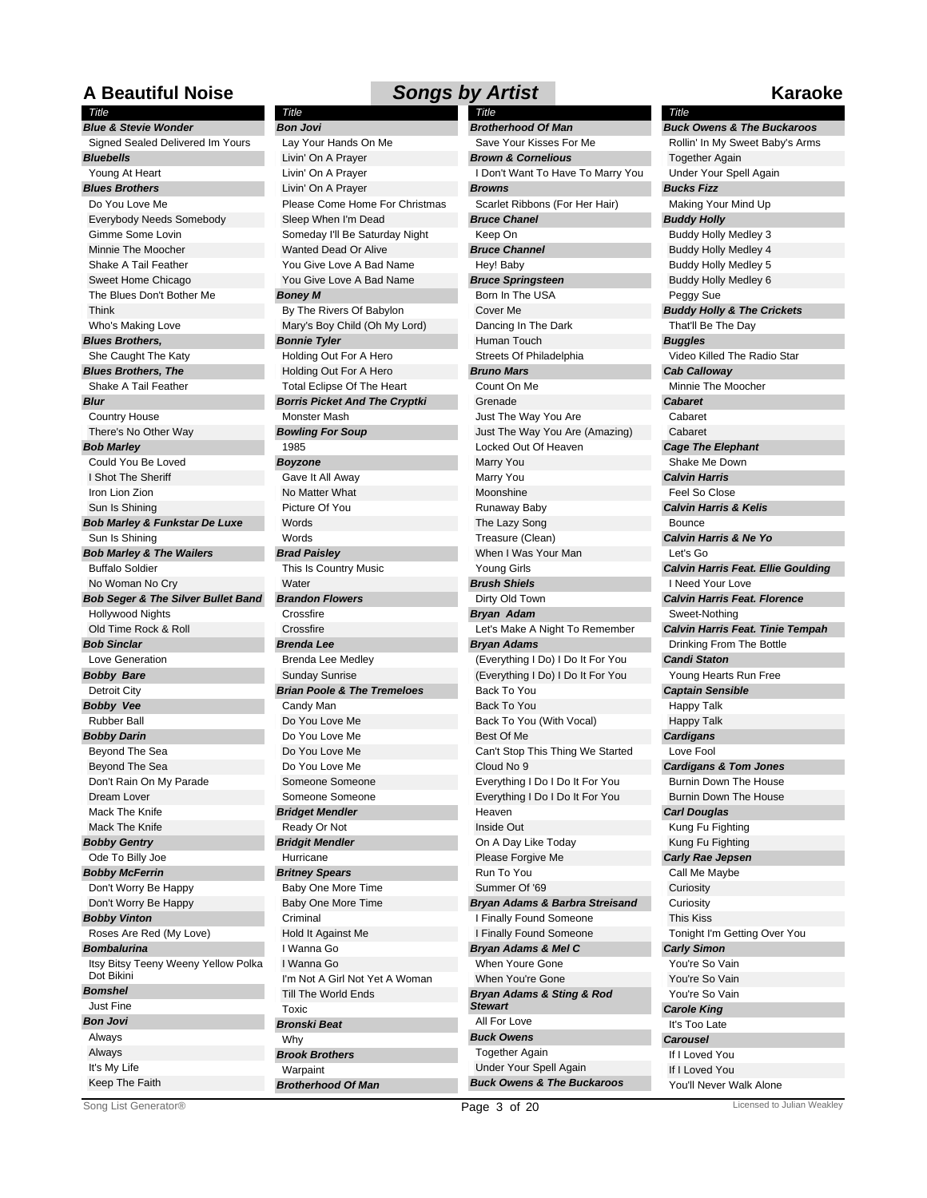### Blue & Stevie Wonder
- Signed Sealed Delivered Im Yours

### Bluebells
- Young At Heart

### Blues Brothers
- Do You Love Me
- Everybody Needs Somebody
- Gimme Some Lovin
- Minnie The Moocher
- Shake A Tail Feather
- Sweet Home Chicago
- The Blues Don't Bother Me
- Think
- Who's Making Love

### Blues Brothers,
- She Caught The Katy

### Blues Brothers, The
- Shake A Tail Feather

### Blur
- Country House
- There's No Other Way

### Bob Marley
- Could You Be Loved
- I Shot The Sheriff
- Iron Lion Zion
- Sun Is Shining

### Bob Marley & Funkstar De Luxe
- Sun Is Shining

### Bob Marley & The Wailers
- Buffalo Soldier
- No Woman No Cry

### Bob Seger & The Silver Bullet Band
- Hollywood Nights
- Old Time Rock & Roll

### Bob Sinclar
- Love Generation

### Bobby Bare
- Detroit City

### Bobby Vee
- Rubber Ball

### Bobby Darin
- Beyond The Sea
- Beyond The Sea
- Don't Rain On My Parade
- Dream Lover
- Mack The Knife
- Mack The Knife

### Bobby Gentry
- Ode To Billy Joe

### Bobby McFerrin
- Don't Worry Be Happy
- Don't Worry Be Happy

### Bobby Vinton
- Roses Are Red (My Love)

### Bombalurina
- Itsy Bitsy Teeny Weeny Yellow Polka Dot Bikini

### Bomshel
- Just Fine

### Bon Jovi
- Always
- Always
- It's My Life
- Keep The Faith

### Bon Jovi
- Lay Your Hands On Me
- Livin' On A Prayer
- Livin' On A Prayer
- Livin' On A Prayer
- Please Come Home For Christmas
- Sleep When I'm Dead
- Someday I'll Be Saturday Night
- Wanted Dead Or Alive
- You Give Love A Bad Name
- You Give Love A Bad Name

### Boney M
- By The Rivers Of Babylon
- Mary's Boy Child (Oh My Lord)

### Bonnie Tyler
- Holding Out For A Hero
- Holding Out For A Hero
- Total Eclipse Of The Heart

### Borris Picket And The Cryptki
- Monster Mash

### Bowling For Soup
- 1985

### Boyzone
- Gave It All Away
- No Matter What
- Picture Of You
- Words
- Words

### Brad Paisley
- This Is Country Music
- Water

### Brandon Flowers
- Crossfire
- Crossfire

### Brenda Lee
- Brenda Lee Medley
- Sunday Sunrise

### Brian Poole & The Tremeloes
- Candy Man
- Do You Love Me
- Do You Love Me
- Do You Love Me
- Do You Love Me
- Someone Someone
- Someone Someone

### Bridget Mendler
- Ready Or Not

### Bridgit Mendler
- Hurricane

### Britney Spears
- Baby One More Time
- Baby One More Time
- Criminal
- Hold It Against Me
- I Wanna Go
- I Wanna Go
- I'm Not A Girl Not Yet A Woman
- Till The World Ends
- Toxic

### Bronski Beat
- Why

### Brook Brothers
- Warpaint

### Brotherhood Of Man
- Save Your Kisses For Me

### Brown & Cornelious
- I Don't Want To Have To Marry You

### Browns
- Scarlet Ribbons (For Her Hair)

### Bruce Chanel
- Keep On

### Bruce Channel
- Hey! Baby

### Bruce Springsteen
- Born In The USA
- Cover Me
- Dancing In The Dark
- Human Touch
- Streets Of Philadelphia

### Bruno Mars
- Count On Me
- Grenade
- Just The Way You Are
- Just The Way You Are (Amazing)
- Locked Out Of Heaven
- Marry You
- Marry You
- Moonshine
- Runaway Baby
- The Lazy Song
- Treasure (Clean)
- When I Was Your Man
- Young Girls

### Brush Shiels
- Dirty Old Town

### Bryan Adam
- Let's Make A Night To Remember

### Bryan Adams
- (Everything I Do) I Do It For You
- (Everything I Do) I Do It For You
- Back To You
- Back To You
- Back To You (With Vocal)
- Best Of Me
- Can't Stop This Thing We Started
- Cloud No 9
- Everything I Do I Do It For You
- Everything I Do I Do It For You
- Heaven
- Inside Out
- On A Day Like Today
- Please Forgive Me
- Run To You
- Summer Of '69

### Bryan Adams & Barbra Streisand
- I Finally Found Someone
- I Finally Found Someone

### Bryan Adams & Mel C
- When Youre Gone
- When You're Gone

### Bryan Adams & Sting & Rod Stewart
- All For Love

### Buck Owens
- Together Again
- Under Your Spell Again

### Buck Owens & The Buckaroos
- Rollin' In My Sweet Baby's Arms
- Together Again
- Under Your Spell Again

### Bucks Fizz
- Making Your Mind Up

### Buddy Holly
- Buddy Holly Medley 3
- Buddy Holly Medley 4
- Buddy Holly Medley 5
- Buddy Holly Medley 6
- Peggy Sue

### Buddy Holly & The Crickets
- That'll Be The Day

### Buggles
- Video Killed The Radio Star

### Cab Calloway
- Minnie The Moocher

### Cabaret
- Cabaret
- Cabaret

### Cage The Elephant
- Shake Me Down

### Calvin Harris
- Feel So Close

### Calvin Harris & Kelis
- Bounce

### Calvin Harris & Ne Yo
- Let's Go

### Calvin Harris Feat. Ellie Goulding
- I Need Your Love

### Calvin Harris Feat. Florence
- Sweet-Nothing

### Calvin Harris Feat. Tinie Tempah
- Drinking From The Bottle

### Candi Staton
- Young Hearts Run Free

### Captain Sensible
- Happy Talk
- Happy Talk

### Cardigans
- Love Fool

### Cardigans & Tom Jones
- Burnin Down The House
- Burnin Down The House

### Carl Douglas
- Kung Fu Fighting
- Kung Fu Fighting

### Carly Rae Jepsen
- Call Me Maybe
- Curiosity
- Curiosity
- This Kiss
- Tonight I'm Getting Over You

### Carly Simon
- You're So Vain
- You're So Vain
- You're So Vain

### Carole King
- It's Too Late

### Carousel
- If I Loved You
- If I Loved You
- You'll Never Walk Alone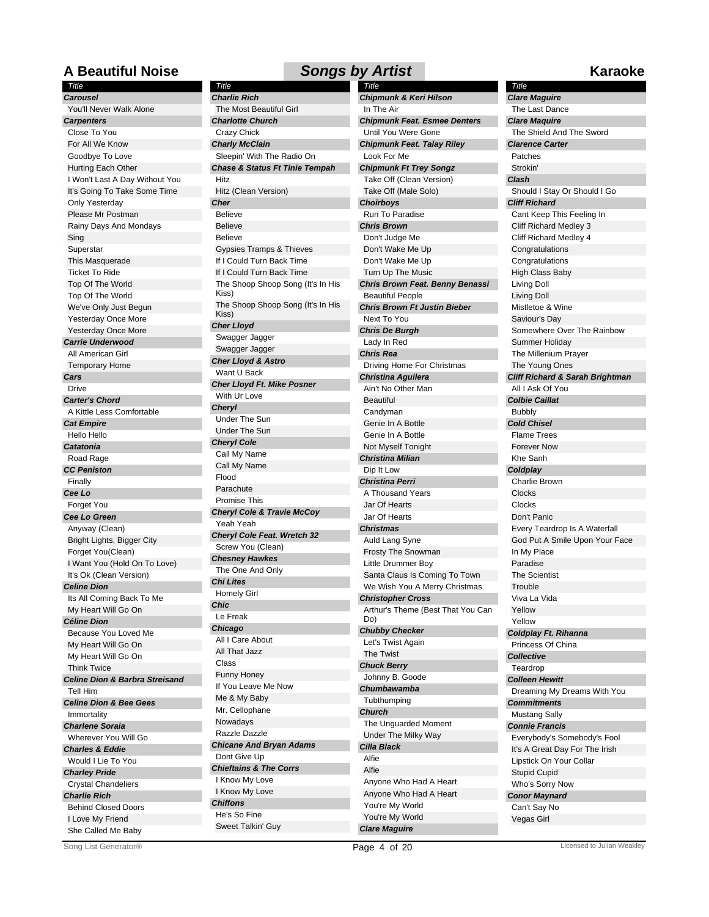# A Beautiful Noise — Songs by Artist — Karaoke

| Title |
| --- |

***Carousel***
- You'll Never Walk Alone

***Carpenters***
- Close To You
- For All We Know
- Goodbye To Love
- Hurting Each Other
- I Won't Last A Day Without You
- It's Going To Take Some Time
- Only Yesterday
- Please Mr Postman
- Rainy Days And Mondays
- Sing
- Superstar
- This Masquerade
- Ticket To Ride
- Top Of The World
- Top Of The World
- We've Only Just Begun
- Yesterday Once More
- Yesterday Once More

***Carrie Underwood***
- All American Girl
- Temporary Home

***Cars***
- Drive

***Carter's Chord***
- A Kittle Less Comfortable

***Cat Empire***
- Hello Hello

***Catatonia***
- Road Rage

***CC Peniston***
- Finally

***Cee Lo***
- Forget You

***Cee Lo Green***
- Anyway (Clean)
- Bright Lights, Bigger City
- Forget You(Clean)
- I Want You (Hold On To Love)
- It's Ok (Clean Version)

***Celine Dion***
- Its All Coming Back To Me
- My Heart Will Go On

***Céline Dion***
- Because You Loved Me
- My Heart Will Go On
- My Heart Will Go On
- Think Twice

***Celine Dion & Barbra Streisand***
- Tell Him

***Celine Dion & Bee Gees***
- Immortality

***Charlene Soraia***
- Wherever You Will Go

***Charles & Eddie***
- Would I Lie To You

***Charley Pride***
- Crystal Chandeliers

***Charlie Rich***
- Behind Closed Doors
- I Love My Friend
- She Called Me Baby

***Charlie Rich***
- The Most Beautiful Girl

***Charlotte Church***
- Crazy Chick

***Charly McClain***
- Sleepin' With The Radio On

***Chase & Status Ft Tinie Tempah***
- Hitz
- Hitz (Clean Version)

***Cher***
- Believe
- Believe
- Believe
- Gypsies Tramps & Thieves
- If I Could Turn Back Time
- If I Could Turn Back Time
- The Shoop Shoop Song (It's In His Kiss)
- The Shoop Shoop Song (It's In His Kiss)

***Cher Lloyd***
- Swagger Jagger
- Swagger Jagger

***Cher Lloyd & Astro***
- Want U Back

***Cher Lloyd Ft. Mike Posner***
- With Ur Love

***Cheryl***
- Under The Sun
- Under The Sun

***Cheryl Cole***
- Call My Name
- Call My Name
- Flood
- Parachute
- Promise This

***Cheryl Cole & Travie McCoy***
- Yeah Yeah

***Cheryl Cole Feat. Wretch 32***
- Screw You (Clean)

***Chesney Hawkes***
- The One And Only

***Chi Lites***
- Homely Girl

***Chic***
- Le Freak

***Chicago***
- All I Care About
- All That Jazz
- Class
- Funny Honey
- If You Leave Me Now
- Me & My Baby
- Mr. Cellophane
- Nowadays
- Razzle Dazzle

***Chicane And Bryan Adams***
- Dont Give Up

***Chieftains & The Corrs***
- I Know My Love
- I Know My Love

***Chiffons***
- He's So Fine
- Sweet Talkin' Guy

***Chipmunk & Keri Hilson***
- In The Air

***Chipmunk Feat. Esmee Denters***
- Until You Were Gone

***Chipmunk Feat. Talay Riley***
- Look For Me

***Chipmunk Ft Trey Songz***
- Take Off (Clean Version)
- Take Off (Male Solo)

***Choirboys***
- Run To Paradise

***Chris Brown***
- Don't Judge Me
- Don't Wake Me Up
- Don't Wake Me Up
- Turn Up The Music

***Chris Brown Feat. Benny Benassi***
- Beautiful People

***Chris Brown Ft Justin Bieber***
- Next To You

***Chris De Burgh***
- Lady In Red

***Chris Rea***
- Driving Home For Christmas

***Christina Aguilera***
- Ain't No Other Man
- Beautiful
- Candyman
- Genie In A Bottle
- Genie In A Bottle
- Not Myself Tonight

***Christina Milian***
- Dip It Low

***Christina Perri***
- A Thousand Years
- Jar Of Hearts
- Jar Of Hearts

***Christmas***
- Auld Lang Syne
- Frosty The Snowman
- Little Drummer Boy
- Santa Claus Is Coming To Town
- We Wish You A Merry Christmas

***Christopher Cross***
- Arthur's Theme (Best That You Can Do)

***Chubby Checker***
- Let's Twist Again
- The Twist

***Chuck Berry***
- Johnny B. Goode

***Chumbawamba***
- Tubthumping

***Church***
- The Unguarded Moment
- Under The Milky Way

***Cilla Black***
- Alfie
- Alfie
- Anyone Who Had A Heart
- Anyone Who Had A Heart
- You're My World
- You're My World

***Clare Maguire***
- The Last Dance

***Clare Maquire***
- The Shield And The Sword

***Clarence Carter***
- Patches
- Strokin'

***Clash***
- Should I Stay Or Should I Go

***Cliff Richard***
- Cant Keep This Feeling In
- Cliff Richard Medley 3
- Cliff Richard Medley 4
- Congratulations
- Congratulations
- High Class Baby
- Living Doll
- Living Doll
- Mistletoe & Wine
- Saviour's Day
- Somewhere Over The Rainbow
- Summer Holiday
- The Millenium Prayer
- The Young Ones

***Cliff Richard & Sarah Brightman***
- All I Ask Of You

***Colbie Caillat***
- Bubbly

***Cold Chisel***
- Flame Trees
- Forever Now
- Khe Sanh

***Coldplay***
- Charlie Brown
- Clocks
- Clocks
- Don't Panic
- Every Teardrop Is A Waterfall
- God Put A Smile Upon Your Face
- In My Place
- Paradise
- The Scientist
- Trouble
- Viva La Vida
- Yellow
- Yellow

***Coldplay Ft. Rihanna***
- Princess Of China

***Collective***
- Teardrop

***Colleen Hewitt***
- Dreaming My Dreams With You

***Commitments***
- Mustang Sally

***Connie Francis***
- Everybody's Somebody's Fool
- It's A Great Day For The Irish
- Lipstick On Your Collar
- Stupid Cupid
- Who's Sorry Now

***Conor Maynard***
- Can't Say No
- Vegas Girl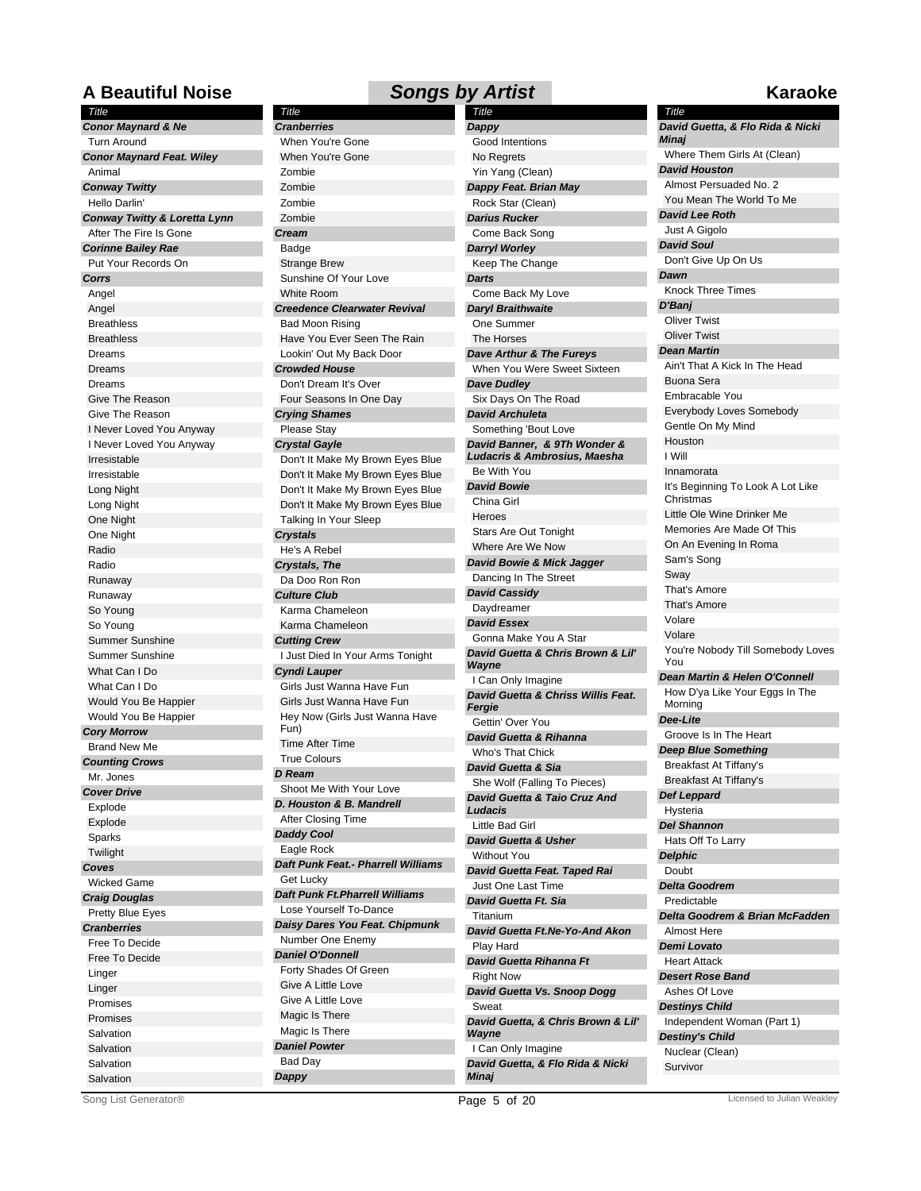# A Beautiful Noise — Songs by Artist — Karaoke

**Conor Maynard & Ne**
- Turn Around

**Conor Maynard Feat. Wiley**
- Animal

**Conway Twitty**
- Hello Darlin'

**Conway Twitty & Loretta Lynn**
- After The Fire Is Gone

**Corinne Bailey Rae**
- Put Your Records On

**Corrs**
- Angel
- Angel
- Breathless
- Breathless
- Dreams
- Dreams
- Dreams
- Give The Reason
- Give The Reason
- I Never Loved You Anyway
- I Never Loved You Anyway
- Irresistable
- Irresistable
- Long Night
- Long Night
- One Night
- One Night
- Radio
- Radio
- Runaway
- Runaway
- So Young
- So Young
- Summer Sunshine
- Summer Sunshine
- What Can I Do
- What Can I Do
- Would You Be Happier
- Would You Be Happier

**Cory Morrow**
- Brand New Me

**Counting Crows**
- Mr. Jones

**Cover Drive**
- Explode
- Explode
- Sparks
- Twilight

**Coves**
- Wicked Game

**Craig Douglas**
- Pretty Blue Eyes

**Cranberries**
- Free To Decide
- Free To Decide
- Linger
- Linger
- Promises
- Promises
- Salvation
- Salvation
- Salvation
- Salvation

**Cranberries**
- When You're Gone
- When You're Gone
- Zombie
- Zombie
- Zombie
- Zombie

**Cream**
- Badge
- Strange Brew
- Sunshine Of Your Love
- White Room

**Creedence Clearwater Revival**
- Bad Moon Rising
- Have You Ever Seen The Rain
- Lookin' Out My Back Door

**Crowded House**
- Don't Dream It's Over
- Four Seasons In One Day

**Crying Shames**
- Please Stay

**Crystal Gayle**
- Don't It Make My Brown Eyes Blue
- Don't It Make My Brown Eyes Blue
- Don't It Make My Brown Eyes Blue
- Don't It Make My Brown Eyes Blue
- Talking In Your Sleep

**Crystals**
- He's A Rebel

**Crystals, The**
- Da Doo Ron Ron

**Culture Club**
- Karma Chameleon
- Karma Chameleon

**Cutting Crew**
- I Just Died In Your Arms Tonight

**Cyndi Lauper**
- Girls Just Wanna Have Fun
- Girls Just Wanna Have Fun
- Hey Now (Girls Just Wanna Have Fun)
- Time After Time
- True Colours

**D Ream**
- Shoot Me With Your Love

**D. Houston & B. Mandrell**
- After Closing Time

**Daddy Cool**
- Eagle Rock

**Daft Punk Feat.- Pharrell Williams**
- Get Lucky

**Daft Punk Ft.Pharrell Williams**
- Lose Yourself To-Dance

**Daisy Dares You Feat. Chipmunk**
- Number One Enemy

**Daniel O'Donnell**
- Forty Shades Of Green
- Give A Little Love
- Give A Little Love
- Magic Is There
- Magic Is There

**Daniel Powter**
- Bad Day

**Dappy**
- Good Intentions
- No Regrets
- Yin Yang (Clean)

**Dappy Feat. Brian May**
- Rock Star (Clean)

**Darius Rucker**
- Come Back Song

**Darryl Worley**
- Keep The Change

**Darts**
- Come Back My Love

**Daryl Braithwaite**
- One Summer
- The Horses

**Dave Arthur & The Fureys**
- When You Were Sweet Sixteen

**Dave Dudley**
- Six Days On The Road

**David Archuleta**
- Something 'Bout Love

**David Banner, & 9Th Wonder & Ludacris & Ambrosius, Maesha**
- Be With You

**David Bowie**
- China Girl
- Heroes
- Stars Are Out Tonight
- Where Are We Now

**David Bowie & Mick Jagger**
- Dancing In The Street

**David Cassidy**
- Daydreamer

**David Essex**
- Gonna Make You A Star

**David Guetta & Chris Brown & Lil' Wayne**
- I Can Only Imagine

**David Guetta & Chriss Willis Feat. Fergie**
- Gettin' Over You

**David Guetta & Rihanna**
- Who's That Chick

**David Guetta & Sia**
- She Wolf (Falling To Pieces)

**David Guetta & Taio Cruz And Ludacris**
- Little Bad Girl

**David Guetta & Usher**
- Without You

**David Guetta Feat. Taped Rai**
- Just One Last Time

**David Guetta Ft. Sia**
- Titanium

**David Guetta Ft.Ne-Yo-And Akon**
- Play Hard

**David Guetta Rihanna Ft**
- Right Now

**David Guetta Vs. Snoop Dogg**
- Sweat

**David Guetta, & Chris Brown & Lil' Wayne**
- I Can Only Imagine

**David Guetta, & Flo Rida & Nicki Minaj**
- Where Them Girls At (Clean)

**David Houston**
- Almost Persuaded No. 2
- You Mean The World To Me

**David Lee Roth**
- Just A Gigolo

**David Soul**
- Don't Give Up On Us

**Dawn**
- Knock Three Times

**D'Banj**
- Oliver Twist
- Oliver Twist

**Dean Martin**
- Ain't That A Kick In The Head
- Buona Sera
- Embracable You
- Everybody Loves Somebody
- Gentle On My Mind
- Houston
- I Will
- Innamorata
- It's Beginning To Look A Lot Like Christmas
- Little Ole Wine Drinker Me
- Memories Are Made Of This
- On An Evening In Roma
- Sam's Song
- Sway
- That's Amore
- That's Amore
- Volare
- Volare
- You're Nobody Till Somebody Loves You

**Dean Martin & Helen O'Connell**
- How D'ya Like Your Eggs In The Morning

**Dee-Lite**
- Groove Is In The Heart

**Deep Blue Something**
- Breakfast At Tiffany's
- Breakfast At Tiffany's

**Def Leppard**
- Hysteria

**Del Shannon**
- Hats Off To Larry

**Delphic**
- Doubt

**Delta Goodrem**
- Predictable

**Delta Goodrem & Brian McFadden**
- Almost Here

**Demi Lovato**
- Heart Attack

**Desert Rose Band**
- Ashes Of Love

**Destinys Child**
- Independent Woman (Part 1)

**Destiny's Child**
- Nuclear (Clean)
- Survivor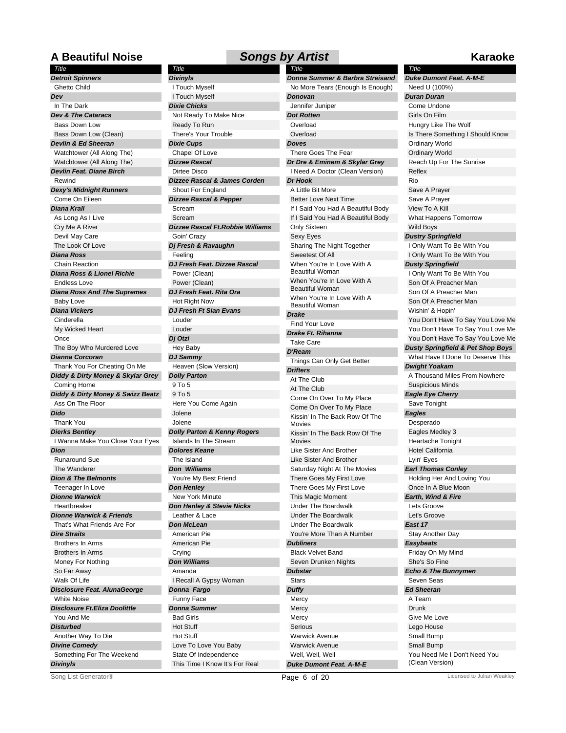# A Beautiful Noise — Songs by Artist — Karaoke

*Title*

***Detroit Spinners***
- Ghetto Child

***Dev***
- In The Dark

***Dev & The Cataracs***
- Bass Down Low
- Bass Down Low (Clean)

***Devlin & Ed Sheeran***
- Watchtower (All Along The)
- Watchtower (All Along The)

***Devlin Feat. Diane Birch***
- Rewind

***Dexy's Midnight Runners***
- Come On Eileen

***Diana Krall***
- As Long As I Live
- Cry Me A River
- Devil May Care
- The Look Of Love

***Diana Ross***
- Chain Reaction

***Diana Ross & Lionel Richie***
- Endless Love

***Diana Ross And The Supremes***
- Baby Love

***Diana Vickers***
- Cinderella
- My Wicked Heart
- Once
- The Boy Who Murdered Love

***Dianna Corcoran***
- Thank You For Cheating On Me

***Diddy & Dirty Money & Skylar Grey***
- Coming Home

***Diddy & Dirty Money & Swizz Beatz***
- Ass On The Floor

***Dido***
- Thank You

***Dierks Bentley***
- I Wanna Make You Close Your Eyes

***Dion***
- Runaround Sue
- The Wanderer

***Dion & The Belmonts***
- Teenager In Love

***Dionne Warwick***
- Heartbreaker

***Dionne Warwick & Friends***
- That's What Friends Are For

***Dire Straits***
- Brothers In Arms
- Brothers In Arms
- Money For Nothing
- So Far Away
- Walk Of Life

***Disclosure Feat. AlunaGeorge***
- White Noise

***Disclosure Ft.Eliza Doolittle***
- You And Me

***Disturbed***
- Another Way To Die

***Divine Comedy***
- Something For The Weekend

***Divinyls***
- I Touch Myself
- I Touch Myself

***Dixie Chicks***
- Not Ready To Make Nice
- Ready To Run
- There's Your Trouble

***Dixie Cups***
- Chapel Of Love

***Dizzee Rascal***
- Dirtee Disco

***Dizzee Rascal & James Corden***
- Shout For England

***Dizzee Rascal & Pepper***
- Scream
- Scream

***Dizzee Rascal Ft.Robbie Williams***
- Goin' Crazy

***Dj Fresh & Ravaughn***
- Feeling

***DJ Fresh Feat. Dizzee Rascal***
- Power (Clean)
- Power (Clean)

***DJ Fresh Feat. Rita Ora***
- Hot Right Now

***DJ Fresh Ft Sian Evans***
- Louder
- Louder

***Dj Otzi***
- Hey Baby

***DJ Sammy***
- Heaven (Slow Version)

***Dolly Parton***
- 9 To 5
- 9 To 5
- Here You Come Again
- Jolene
- Jolene

***Dolly Parton & Kenny Rogers***
- Islands In The Stream

***Dolores Keane***
- The Island

***Don Williams***
- You're My Best Friend

***Don Henley***
- New York Minute

***Don Henley & Stevie Nicks***
- Leather & Lace

***Don McLean***
- American Pie
- American Pie
- Crying

***Don Williams***
- Amanda
- I Recall A Gypsy Woman

***Donna Fargo***
- Funny Face

***Donna Summer***
- Bad Girls
- Hot Stuff
- Hot Stuff
- Love To Love You Baby
- State Of Independence
- This Time I Know It's For Real

***Donna Summer & Barbra Streisand***
- No More Tears (Enough Is Enough)

***Donovan***
- Jennifer Juniper

***Dot Rotten***
- Overload
- Overload

***Doves***
- There Goes The Fear

***Dr Dre & Eminem & Skylar Grey***
- I Need A Doctor (Clean Version)

***Dr Hook***
- A Little Bit More
- Better Love Next Time
- If I Said You Had A Beautiful Body
- If I Said You Had A Beautiful Body
- Only Sixteen
- Sexy Eyes
- Sharing The Night Together
- Sweetest Of All
- When You're In Love With A Beautiful Woman
- When You're In Love With A Beautiful Woman
- When You're In Love With A Beautiful Woman

***Drake***
- Find Your Love

***Drake Ft. Rihanna***
- Take Care

***D'Ream***
- Things Can Only Get Better

***Drifters***
- At The Club
- At The Club
- Come On Over To My Place
- Come On Over To My Place
- Kissin' In The Back Row Of The Movies
- Kissin' In The Back Row Of The Movies
- Like Sister And Brother
- Like Sister And Brother
- Saturday Night At The Movies
- There Goes My First Love
- There Goes My First Love
- This Magic Moment
- Under The Boardwalk
- Under The Boardwalk
- Under The Boardwalk
- You're More Than A Number

***Dubliners***
- Black Velvet Band
- Seven Drunken Nights

***Dubstar***
- Stars

***Duffy***
- Mercy
- Mercy
- Mercy
- Serious
- Warwick Avenue
- Warwick Avenue
- Well, Well, Well

***Duke Dumont Feat. A-M-E***
- Need U (100%)

***Duran Duran***
- Come Undone
- Girls On Film
- Hungry Like The Wolf
- Is There Something I Should Know
- Ordinary World
- Ordinary World
- Reach Up For The Sunrise
- Reflex
- Rio
- Save A Prayer
- Save A Prayer
- View To A Kill
- What Happens Tomorrow
- Wild Boys

***Dustry Springfield***
- I Only Want To Be With You
- I Only Want To Be With You

***Dusty Springfield***
- I Only Want To Be With You
- Son Of A Preacher Man
- Son Of A Preacher Man
- Son Of A Preacher Man
- Wishin' & Hopin'
- You Don't Have To Say You Love Me
- You Don't Have To Say You Love Me
- You Don't Have To Say You Love Me

***Dusty Springfield & Pet Shop Boys***
- What Have I Done To Deserve This

***Dwight Yoakam***
- A Thousand Miles From Nowhere
- Suspicious Minds

***Eagle Eye Cherry***
- Save Tonight

***Eagles***
- Desperado
- Eagles Medley 3
- Heartache Tonight
- Hotel California
- Lyin' Eyes

***Earl Thomas Conley***
- Holding Her And Loving You
- Once In A Blue Moon

***Earth, Wind & Fire***
- Lets Groove
- Let's Groove

***East 17***
- Stay Another Day

***Easybeats***
- Friday On My Mind
- She's So Fine

***Echo & The Bunnymen***
- Seven Seas

***Ed Sheeran***
- A Team
- Drunk
- Give Me Love
- Lego House
- Small Bump
- Small Bump
- You Need Me I Don't Need You (Clean Version)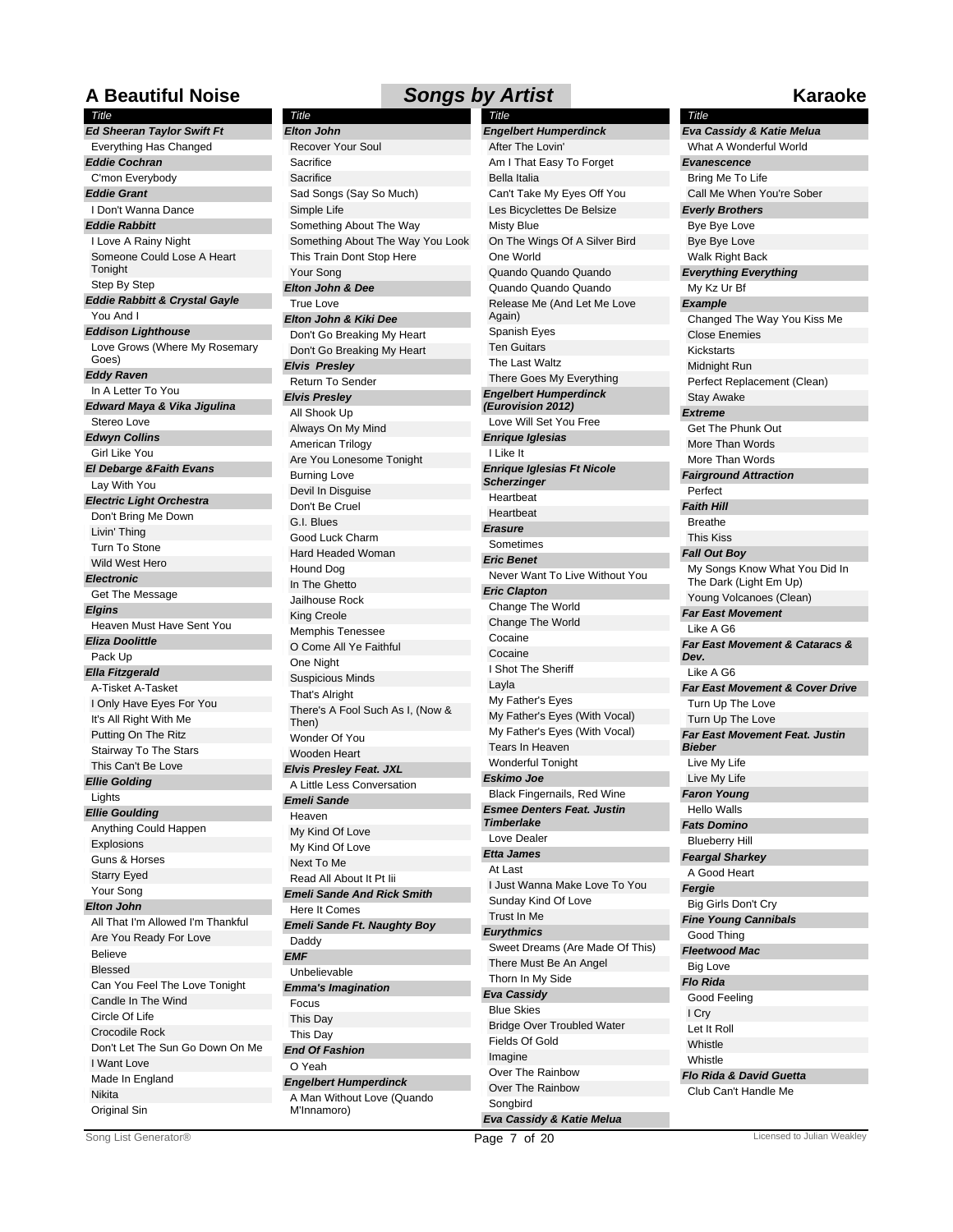# A Beautiful Noise — Songs by Artist — Karaoke

*Title*

***Ed Sheeran Taylor Swift Ft***
- Everything Has Changed

***Eddie Cochran***
- C'mon Everybody

***Eddie Grant***
- I Don't Wanna Dance

***Eddie Rabbitt***
- I Love A Rainy Night
- Someone Could Lose A Heart Tonight
- Step By Step

***Eddie Rabbitt & Crystal Gayle***
- You And I

***Eddison Lighthouse***
- Love Grows (Where My Rosemary Goes)

***Eddy Raven***
- In A Letter To You

***Edward Maya & Vika Jigulina***
- Stereo Love

***Edwyn Collins***
- Girl Like You

***El Debarge &Faith Evans***
- Lay With You

***Electric Light Orchestra***
- Don't Bring Me Down
- Livin' Thing
- Turn To Stone
- Wild West Hero

***Electronic***
- Get The Message

***Elgins***
- Heaven Must Have Sent You

***Eliza Doolittle***
- Pack Up

***Ella Fitzgerald***
- A-Tisket A-Tasket
- I Only Have Eyes For You
- It's All Right With Me
- Putting On The Ritz
- Stairway To The Stars
- This Can't Be Love

***Ellie Golding***
- Lights

***Ellie Goulding***
- Anything Could Happen
- Explosions
- Guns & Horses
- Starry Eyed
- Your Song

***Elton John***
- All That I'm Allowed I'm Thankful
- Are You Ready For Love
- Believe
- Blessed
- Can You Feel The Love Tonight
- Candle In The Wind
- Circle Of Life
- Crocodile Rock
- Don't Let The Sun Go Down On Me
- I Want Love
- Made In England
- Nikita
- Original Sin

*Title*

***Elton John***
- Recover Your Soul
- Sacrifice
- Sacrifice
- Sad Songs (Say So Much)
- Simple Life
- Something About The Way
- Something About The Way You Look
- This Train Dont Stop Here
- Your Song

***Elton John & Dee***
- True Love

***Elton John & Kiki Dee***
- Don't Go Breaking My Heart
- Don't Go Breaking My Heart

***Elvis  Presley***
- Return To Sender

***Elvis Presley***
- All Shook Up
- Always On My Mind
- American Trilogy
- Are You Lonesome Tonight
- Burning Love
- Devil In Disguise
- Don't Be Cruel
- G.I. Blues
- Good Luck Charm
- Hard Headed Woman
- Hound Dog
- In The Ghetto
- Jailhouse Rock
- King Creole
- Memphis Tenessee
- O Come All Ye Faithful
- One Night
- Suspicious Minds
- That's Alright
- There's A Fool Such As I, (Now & Then)
- Wonder Of You
- Wooden Heart

***Elvis Presley Feat. JXL***
- A Little Less Conversation

***Emeli Sande***
- Heaven
- My Kind Of Love
- My Kind Of Love
- Next To Me
- Read All About It Pt Iii

***Emeli Sande And Rick Smith***
- Here It Comes

***Emeli Sande Ft. Naughty Boy***
- Daddy

***EMF***
- Unbelievable

***Emma's Imagination***
- Focus
- This Day
- This Day

***End Of Fashion***
- O Yeah

***Engelbert Humperdinck***
- A Man Without Love (Quando M'Innamoro)

*Title*

***Engelbert Humperdinck***
- After The Lovin'
- Am I That Easy To Forget
- Bella Italia
- Can't Take My Eyes Off You
- Les Bicyclettes De Belsize
- Misty Blue
- On The Wings Of A Silver Bird
- One World
- Quando Quando Quando
- Quando Quando Quando
- Release Me (And Let Me Love Again)
- Spanish Eyes
- Ten Guitars
- The Last Waltz
- There Goes My Everything

***Engelbert Humperdinck (Eurovision 2012)***
- Love Will Set You Free

***Enrique Iglesias***
- I Like It

***Enrique Iglesias Ft Nicole Scherzinger***
- Heartbeat
- Heartbeat

***Erasure***
- Sometimes

***Eric Benet***
- Never Want To Live Without You

***Eric Clapton***
- Change The World
- Change The World
- Cocaine
- Cocaine
- I Shot The Sheriff
- Layla
- My Father's Eyes
- My Father's Eyes (With Vocal)
- My Father's Eyes (With Vocal)
- Tears In Heaven
- Wonderful Tonight

***Eskimo Joe***
- Black Fingernails, Red Wine

***Esmee Denters Feat. Justin Timberlake***
- Love Dealer

***Etta James***
- At Last
- I Just Wanna Make Love To You
- Sunday Kind Of Love
- Trust In Me

***Eurythmics***
- Sweet Dreams (Are Made Of This)
- There Must Be An Angel
- Thorn In My Side

***Eva Cassidy***
- Blue Skies
- Bridge Over Troubled Water
- Fields Of Gold
- Imagine
- Over The Rainbow
- Over The Rainbow
- Songbird

***Eva Cassidy & Katie Melua***

*Title*

***Eva Cassidy & Katie Melua***
- What A Wonderful World

***Evanescence***
- Bring Me To Life
- Call Me When You're Sober

***Everly Brothers***
- Bye Bye Love
- Bye Bye Love
- Walk Right Back

***Everything Everything***
- My Kz Ur Bf

***Example***
- Changed The Way You Kiss Me
- Close Enemies
- Kickstarts
- Midnight Run
- Perfect Replacement (Clean)
- Stay Awake

***Extreme***
- Get The Phunk Out
- More Than Words
- More Than Words

***Fairground Attraction***
- Perfect

***Faith Hill***
- Breathe
- This Kiss

***Fall Out Boy***
- My Songs Know What You Did In The Dark (Light Em Up)
- Young Volcanoes (Clean)

***Far East Movement***
- Like A G6

***Far East Movement & Cataracs & Dev.***
- Like A G6

***Far East Movement & Cover Drive***
- Turn Up The Love
- Turn Up The Love

***Far East Movement Feat. Justin Bieber***
- Live My Life
- Live My Life

***Faron Young***
- Hello Walls

***Fats Domino***
- Blueberry Hill

***Feargal Sharkey***
- A Good Heart

***Fergie***
- Big Girls Don't Cry

***Fine Young Cannibals***
- Good Thing

***Fleetwood Mac***
- Big Love

***Flo Rida***
- Good Feeling
- I Cry
- Let It Roll
- Whistle
- Whistle

***Flo Rida & David Guetta***
- Club Can't Handle Me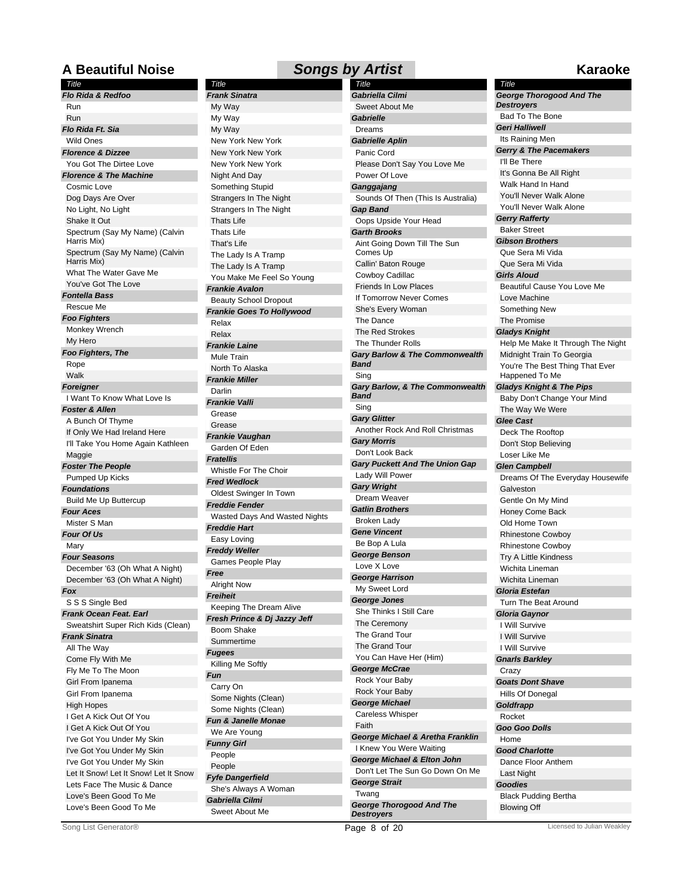# A Beautiful Noise — Songs by Artist — Karaoke

*Title*

***Flo Rida & Redfoo***
- Run
- Run

***Flo Rida Ft. Sia***
- Wild Ones

***Florence & Dizzee***
- You Got The Dirtee Love

***Florence & The Machine***
- Cosmic Love
- Dog Days Are Over
- No Light, No Light
- Shake It Out
- Spectrum (Say My Name) (Calvin Harris Mix)
- Spectrum (Say My Name) (Calvin Harris Mix)
- What The Water Gave Me
- You've Got The Love

***Fontella Bass***
- Rescue Me

***Foo Fighters***
- Monkey Wrench
- My Hero

***Foo Fighters, The***
- Rope
- Walk

***Foreigner***
- I Want To Know What Love Is

***Foster & Allen***
- A Bunch Of Thyme
- If Only We Had Ireland Here
- I'll Take You Home Again Kathleen
- Maggie

***Foster The People***
- Pumped Up Kicks

***Foundations***
- Build Me Up Buttercup

***Four Aces***
- Mister S Man

***Four Of Us***
- Mary

***Four Seasons***
- December '63 (Oh What A Night)
- December '63 (Oh What A Night)

***Fox***
- S S S Single Bed

***Frank Ocean Feat. Earl***
- Sweatshirt Super Rich Kids (Clean)

***Frank Sinatra***
- All The Way
- Come Fly With Me
- Fly Me To The Moon
- Girl From Ipanema
- Girl From Ipanema
- High Hopes
- I Get A Kick Out Of You
- I Get A Kick Out Of You
- I've Got You Under My Skin
- I've Got You Under My Skin
- I've Got You Under My Skin
- Let It Snow! Let It Snow! Let It Snow
- Lets Face The Music & Dance
- Love's Been Good To Me
- Love's Been Good To Me

***Frank Sinatra***
- My Way
- My Way
- My Way
- New York New York
- New York New York
- New York New York
- Night And Day
- Something Stupid
- Strangers In The Night
- Strangers In The Night
- Thats Life
- Thats Life
- That's Life
- The Lady Is A Tramp
- The Lady Is A Tramp
- You Make Me Feel So Young

***Frankie Avalon***
- Beauty School Dropout

***Frankie Goes To Hollywood***
- Relax
- Relax

***Frankie Laine***
- Mule Train
- North To Alaska

***Frankie Miller***
- Darlin

***Frankie Valli***
- Grease
- Grease

***Frankie Vaughan***
- Garden Of Eden

***Fratellis***
- Whistle For The Choir

***Fred Wedlock***
- Oldest Swinger In Town

***Freddie Fender***
- Wasted Days And Wasted Nights

***Freddie Hart***
- Easy Loving

***Freddy Weller***
- Games People Play

***Free***
- Alright Now

***Freiheit***
- Keeping The Dream Alive

***Fresh Prince & Dj Jazzy Jeff***
- Boom Shake
- Summertime

***Fugees***
- Killing Me Softly

***Fun***
- Carry On
- Some Nights (Clean)
- Some Nights (Clean)

***Fun & Janelle Monae***
- We Are Young

***Funny Girl***
- People
- People

***Fyfe Dangerfield***
- She's Always A Woman

***Gabriella Cilmi***
- Sweet About Me

***Gabriella Cilmi***
- Sweet About Me

***Gabrielle***
- Dreams

***Gabrielle Aplin***
- Panic Cord
- Please Don't Say You Love Me
- Power Of Love

***Ganggajang***
- Sounds Of Then (This Is Australia)

***Gap Band***
- Oops Upside Your Head

***Garth Brooks***
- Aint Going Down Till The Sun Comes Up
- Callin' Baton Rouge
- Cowboy Cadillac
- Friends In Low Places
- If Tomorrow Never Comes
- She's Every Woman
- The Dance
- The Red Strokes
- The Thunder Rolls

***Gary Barlow & The Commonwealth Band***
- Sing

***Gary Barlow, & The Commonwealth Band***
- Sing

***Gary Glitter***
- Another Rock And Roll Christmas

***Gary Morris***
- Don't Look Back

***Gary Puckett And The Union Gap***
- Lady Will Power

***Gary Wright***
- Dream Weaver

***Gatlin Brothers***
- Broken Lady

***Gene Vincent***
- Be Bop A Lula

***George Benson***
- Love X Love

***George Harrison***
- My Sweet Lord

***George Jones***
- She Thinks I Still Care
- The Ceremony
- The Grand Tour
- The Grand Tour
- You Can Have Her (Him)

***George McCrae***
- Rock Your Baby
- Rock Your Baby

***George Michael***
- Careless Whisper
- Faith

***George Michael & Aretha Franklin***
- I Knew You Were Waiting

***George Michael & Elton John***
- Don't Let The Sun Go Down On Me

***George Strait***
- Twang

***George Thorogood And The Destroyers***
- Bad To The Bone

***Geri Halliwell***
- Its Raining Men

***Gerry & The Pacemakers***
- I'll Be There
- It's Gonna Be All Right
- Walk Hand In Hand
- You'll Never Walk Alone
- You'll Never Walk Alone

***Gerry Rafferty***
- Baker Street

***Gibson Brothers***
- Que Sera Mi Vida
- Que Sera Mi Vida

***Girls Aloud***
- Beautiful Cause You Love Me
- Love Machine
- Something New
- The Promise

***Gladys Knight***
- Help Me Make It Through The Night
- Midnight Train To Georgia
- You're The Best Thing That Ever Happened To Me

***Gladys Knight & The Pips***
- Baby Don't Change Your Mind
- The Way We Were

***Glee Cast***
- Deck The Rooftop
- Don't Stop Believing
- Loser Like Me

***Glen Campbell***
- Dreams Of The Everyday Housewife
- Galveston
- Gentle On My Mind
- Honey Come Back
- Old Home Town
- Rhinestone Cowboy
- Rhinestone Cowboy
- Try A Little Kindness
- Wichita Lineman
- Wichita Lineman

***Gloria Estefan***
- Turn The Beat Around

***Gloria Gaynor***
- I Will Survive
- I Will Survive
- I Will Survive

***Gnarls Barkley***
- Crazy

***Goats Dont Shave***
- Hills Of Donegal

***Goldfrapp***
- Rocket

***Goo Goo Dolls***
- Home

***Good Charlotte***
- Dance Floor Anthem
- Last Night

***Goodies***
- Black Pudding Bertha
- Blowing Off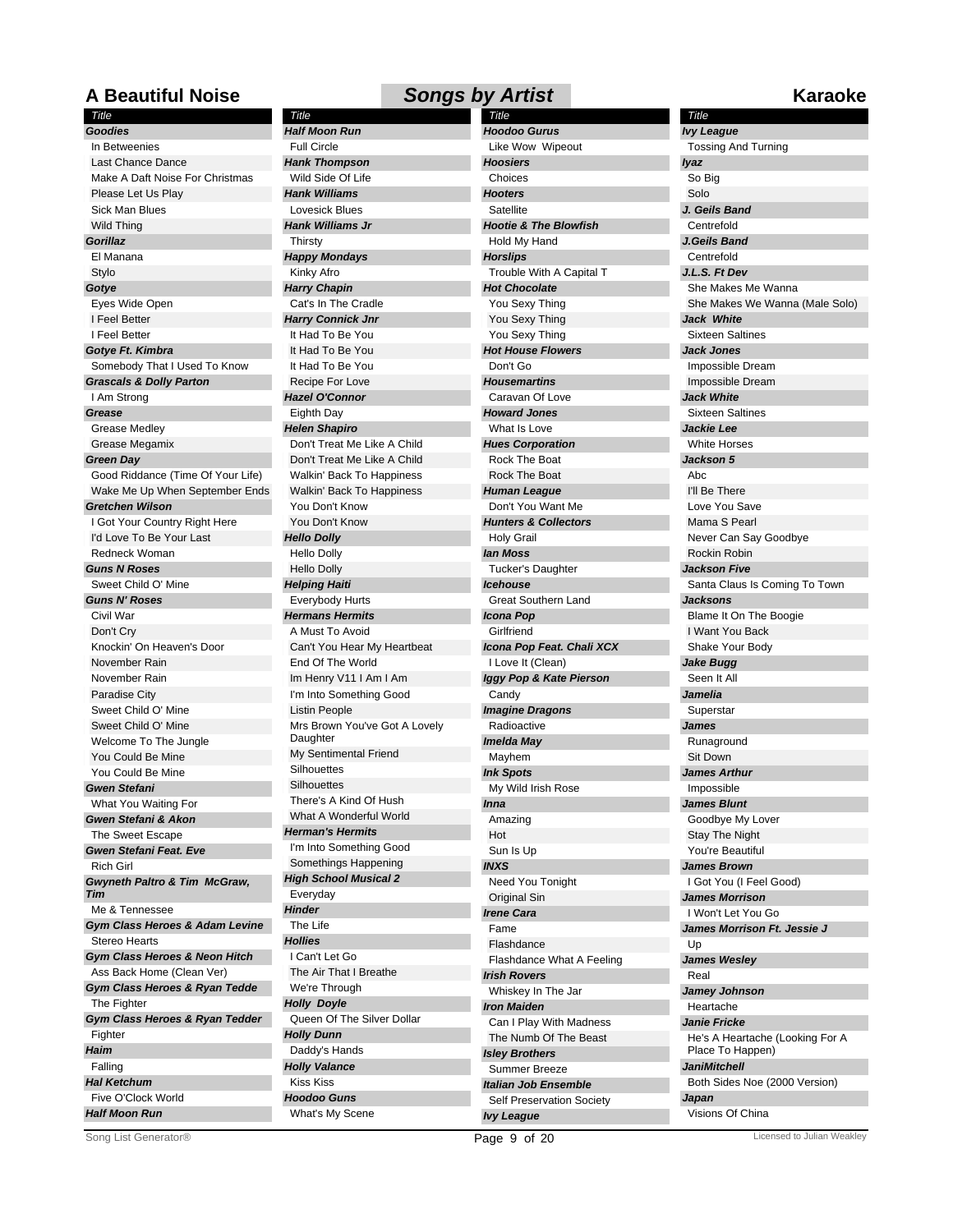# A Beautiful Noise — Songs by Artist — Karaoke

**Goodies**
- In Betweenies
- Last Chance Dance
- Make A Daft Noise For Christmas
- Please Let Us Play
- Sick Man Blues
- Wild Thing

**Gorillaz**
- El Manana
- Stylo

**Gotye**
- Eyes Wide Open
- I Feel Better
- I Feel Better

**Gotye Ft. Kimbra**
- Somebody That I Used To Know

**Grascals & Dolly Parton**
- I Am Strong

**Grease**
- Grease Medley
- Grease Megamix

**Green Day**
- Good Riddance (Time Of Your Life)
- Wake Me Up When September Ends

**Gretchen Wilson**
- I Got Your Country Right Here
- I'd Love To Be Your Last
- Redneck Woman

**Guns N Roses**
- Sweet Child O' Mine

**Guns N' Roses**
- Civil War
- Don't Cry
- Knockin' On Heaven's Door
- November Rain
- November Rain
- Paradise City
- Sweet Child O' Mine
- Sweet Child O' Mine
- Welcome To The Jungle
- You Could Be Mine
- You Could Be Mine

**Gwen Stefani**
- What You Waiting For

**Gwen Stefani & Akon**
- The Sweet Escape

**Gwen Stefani Feat. Eve**
- Rich Girl

**Gwyneth Paltro & Tim McGraw, Tim**
- Me & Tennessee

**Gym Class Heroes & Adam Levine**
- Stereo Hearts

**Gym Class Heroes & Neon Hitch**
- Ass Back Home (Clean Ver)

**Gym Class Heroes & Ryan Tedde**
- The Fighter

**Gym Class Heroes & Ryan Tedder**
- Fighter

**Haim**
- Falling

**Hal Ketchum**
- Five O'Clock World

**Half Moon Run**
- Full Circle

**Hank Thompson**
- Wild Side Of Life

**Hank Williams**
- Lovesick Blues

**Hank Williams Jr**
- Thirsty

**Happy Mondays**
- Kinky Afro

**Harry Chapin**
- Cat's In The Cradle

**Harry Connick Jnr**
- It Had To Be You
- It Had To Be You
- It Had To Be You
- Recipe For Love

**Hazel O'Connor**
- Eighth Day

**Helen Shapiro**
- Don't Treat Me Like A Child
- Don't Treat Me Like A Child
- Walkin' Back To Happiness
- Walkin' Back To Happiness
- You Don't Know
- You Don't Know

**Hello Dolly**
- Hello Dolly
- Hello Dolly

**Helping Haiti**
- Everybody Hurts

**Hermans Hermits**
- A Must To Avoid
- Can't You Hear My Heartbeat
- End Of The World
- Im Henry V11 I Am I Am
- I'm Into Something Good
- Listin People
- Mrs Brown You've Got A Lovely Daughter
- My Sentimental Friend
- Silhouettes
- Silhouettes
- There's A Kind Of Hush
- What A Wonderful World

**Herman's Hermits**
- I'm Into Something Good
- Somethings Happening

**High School Musical 2**
- Everyday

**Hinder**
- The Life

**Hollies**
- I Can't Let Go
- The Air That I Breathe
- We're Through

**Holly Doyle**
- Queen Of The Silver Dollar

**Holly Dunn**
- Daddy's Hands

**Holly Valance**
- Kiss Kiss

**Hoodoo Guns**
- What's My Scene

**Hoodoo Gurus**
- Like Wow Wipeout

**Hoosiers**
- Choices

**Hooters**
- Satellite

**Hootie & The Blowfish**
- Hold My Hand

**Horslips**
- Trouble With A Capital T

**Hot Chocolate**
- You Sexy Thing
- You Sexy Thing
- You Sexy Thing

**Hot House Flowers**
- Don't Go

**Housemartins**
- Caravan Of Love

**Howard Jones**
- What Is Love

**Hues Corporation**
- Rock The Boat
- Rock The Boat

**Human League**
- Don't You Want Me

**Hunters & Collectors**
- Holy Grail

**Ian Moss**
- Tucker's Daughter

**Icehouse**
- Great Southern Land

**Icona Pop**
- Girlfriend

**Icona Pop Feat. Chali XCX**
- I Love It (Clean)

**Iggy Pop & Kate Pierson**
- Candy

**Imagine Dragons**
- Radioactive

**Imelda May**
- Mayhem

**Ink Spots**
- My Wild Irish Rose

**Inna**
- Amazing
- Hot
- Sun Is Up

**INXS**
- Need You Tonight
- Original Sin

**Irene Cara**
- Fame
- Flashdance
- Flashdance What A Feeling

**Irish Rovers**
- Whiskey In The Jar

**Iron Maiden**
- Can I Play With Madness
- The Numb Of The Beast

**Isley Brothers**
- Summer Breeze

**Italian Job Ensemble**
- Self Preservation Society

**Ivy League**
- Tossing And Turning

**Iyaz**
- So Big
- Solo

**J. Geils Band**
- Centrefold

**J.Geils Band**
- Centrefold

**J.L.S. Ft Dev**
- She Makes Me Wanna
- She Makes We Wanna (Male Solo)

**Jack White**
- Sixteen Saltines

**Jack Jones**
- Impossible Dream
- Impossible Dream

**Jack White**
- Sixteen Saltines

**Jackie Lee**
- White Horses

**Jackson 5**
- Abc
- I'll Be There
- Love You Save
- Mama S Pearl
- Never Can Say Goodbye
- Rockin Robin

**Jackson Five**
- Santa Claus Is Coming To Town

**Jacksons**
- Blame It On The Boogie
- I Want You Back
- Shake Your Body

**Jake Bugg**
- Seen It All

**Jamelia**
- Superstar

**James**
- Runaground
- Sit Down

**James Arthur**
- Impossible

**James Blunt**
- Goodbye My Lover
- Stay The Night
- You're Beautiful

**James Brown**
- I Got You (I Feel Good)

**James Morrison**
- I Won't Let You Go

**James Morrison Ft. Jessie J**
- Up

**James Wesley**
- Real

**Jamey Johnson**
- Heartache

**Janie Fricke**
- He's A Heartache (Looking For A Place To Happen)

**JaniMitchell**
- Both Sides Noe (2000 Version)

**Japan**
- Visions Of China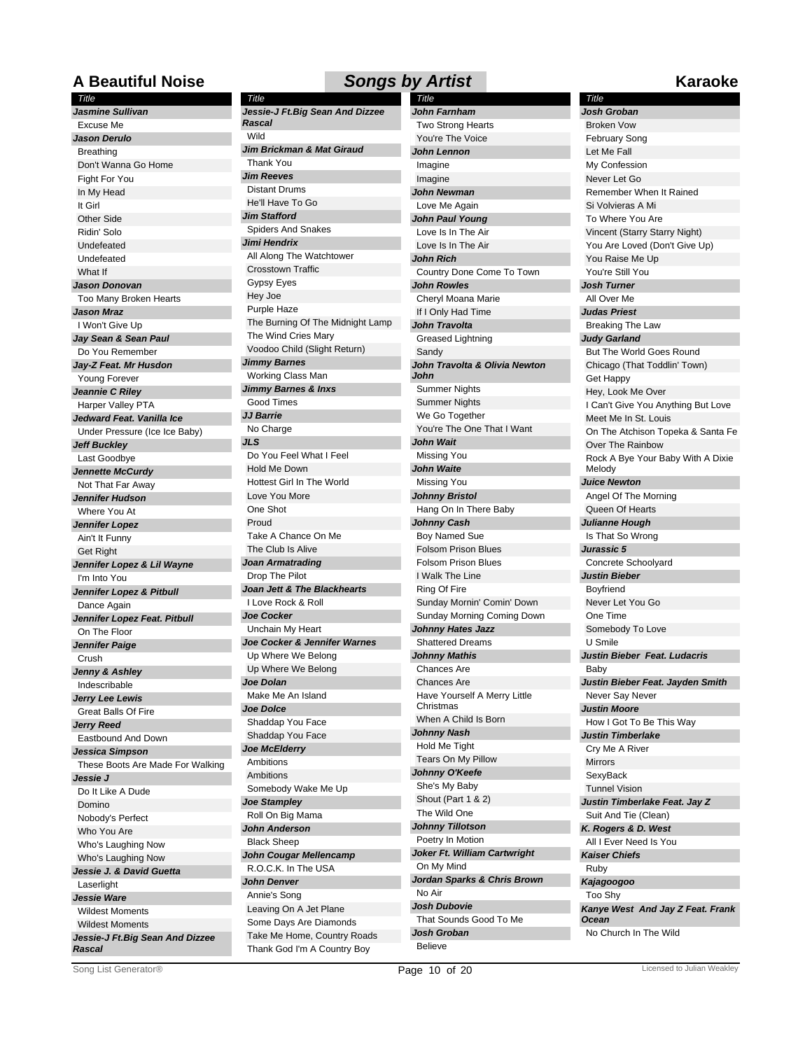# A Beautiful Noise — Songs by Artist — Karaoke

**Jasmine Sullivan**
- Excuse Me

**Jason Derulo**
- Breathing
- Don't Wanna Go Home
- Fight For You
- In My Head
- It Girl
- Other Side
- Ridin' Solo
- Undefeated
- Undefeated
- What If

**Jason Donovan**
- Too Many Broken Hearts

**Jason Mraz**
- I Won't Give Up

**Jay Sean & Sean Paul**
- Do You Remember

**Jay-Z Feat. Mr Husdon**
- Young Forever

**Jeannie C Riley**
- Harper Valley PTA

**Jedward Feat. Vanilla Ice**
- Under Pressure (Ice Ice Baby)

**Jeff Buckley**
- Last Goodbye

**Jennette McCurdy**
- Not That Far Away

**Jennifer Hudson**
- Where You At

**Jennifer Lopez**
- Ain't It Funny
- Get Right

**Jennifer Lopez & Lil Wayne**
- I'm Into You

**Jennifer Lopez & Pitbull**
- Dance Again

**Jennifer Lopez Feat. Pitbull**
- On The Floor

**Jennifer Paige**
- Crush

**Jenny & Ashley**
- Indescribable

**Jerry Lee Lewis**
- Great Balls Of Fire

**Jerry Reed**
- Eastbound And Down

**Jessica Simpson**
- These Boots Are Made For Walking

**Jessie J**
- Do It Like A Dude
- Domino
- Nobody's Perfect
- Who You Are
- Who's Laughing Now
- Who's Laughing Now

**Jessie J. & David Guetta**
- Laserlight

**Jessie Ware**
- Wildest Moments
- Wildest Moments

**Jessie-J Ft.Big Sean And Dizzee Rascal**
- Wild

**Jim Brickman & Mat Giraud**
- Thank You

**Jim Reeves**
- Distant Drums
- He'll Have To Go

**Jim Stafford**
- Spiders And Snakes

**Jimi Hendrix**
- All Along The Watchtower
- Crosstown Traffic
- Gypsy Eyes
- Hey Joe
- Purple Haze
- The Burning Of The Midnight Lamp
- The Wind Cries Mary
- Voodoo Child (Slight Return)

**Jimmy Barnes**
- Working Class Man

**Jimmy Barnes & Inxs**
- Good Times

**JJ Barrie**
- No Charge

**JLS**
- Do You Feel What I Feel
- Hold Me Down
- Hottest Girl In The World
- Love You More
- One Shot
- Proud
- Take A Chance On Me
- The Club Is Alive

**Joan Armatrading**
- Drop The Pilot

**Joan Jett & The Blackhearts**
- I Love Rock & Roll

**Joe Cocker**
- Unchain My Heart

**Joe Cocker & Jennifer Warnes**
- Up Where We Belong
- Up Where We Belong

**Joe Dolan**
- Make Me An Island

**Joe Dolce**
- Shaddap You Face
- Shaddap You Face

**Joe McElderry**
- Ambitions
- Ambitions
- Somebody Wake Me Up

**Joe Stampley**
- Roll On Big Mama

**John Anderson**
- Black Sheep

**John Cougar Mellencamp**
- R.O.C.K. In The USA

**John Denver**
- Annie's Song
- Leaving On A Jet Plane
- Some Days Are Diamonds
- Take Me Home, Country Roads
- Thank God I'm A Country Boy

**John Farnham**
- Two Strong Hearts
- You're The Voice

**John Lennon**
- Imagine
- Imagine

**John Newman**
- Love Me Again

**John Paul Young**
- Love Is In The Air
- Love Is In The Air

**John Rich**
- Country Done Come To Town

**John Rowles**
- Cheryl Moana Marie
- If I Only Had Time

**John Travolta**
- Greased Lightning
- Sandy

**John Travolta & Olivia Newton John**
- Summer Nights
- Summer Nights
- We Go Together
- You're The One That I Want

**John Wait**
- Missing You

**John Waite**
- Missing You

**Johnny Bristol**
- Hang On In There Baby

**Johnny Cash**
- Boy Named Sue
- Folsom Prison Blues
- Folsom Prison Blues
- I Walk The Line
- Ring Of Fire
- Sunday Mornin' Comin' Down
- Sunday Morning Coming Down

**Johnny Hates Jazz**
- Shattered Dreams

**Johnny Mathis**
- Chances Are
- Chances Are
- Have Yourself A Merry Little Christmas
- When A Child Is Born

**Johnny Nash**
- Hold Me Tight
- Tears On My Pillow

**Johnny O'Keefe**
- She's My Baby
- Shout (Part 1 & 2)
- The Wild One

**Johnny Tillotson**
- Poetry In Motion

**Joker Ft. William Cartwright**
- On My Mind

**Jordan Sparks & Chris Brown**
- No Air

**Josh Dubovie**
- That Sounds Good To Me

**Josh Groban**
- Believe
- Broken Vow
- February Song
- Let Me Fall
- My Confession
- Never Let Go
- Remember When It Rained
- Si Volvieras A Mi
- To Where You Are
- Vincent (Starry Starry Night)
- You Are Loved (Don't Give Up)
- You Raise Me Up
- You're Still You

**Josh Turner**
- All Over Me

**Judas Priest**
- Breaking The Law

**Judy Garland**
- But The World Goes Round
- Chicago (That Toddlin' Town)
- Get Happy
- Hey, Look Me Over
- I Can't Give You Anything But Love
- Meet Me In St. Louis
- On The Atchison Topeka & Santa Fe
- Over The Rainbow
- Rock A Bye Your Baby With A Dixie Melody

**Juice Newton**
- Angel Of The Morning
- Queen Of Hearts

**Julianne Hough**
- Is That So Wrong

**Jurassic 5**
- Concrete Schoolyard

**Justin Bieber**
- Boyfriend
- Never Let You Go
- One Time
- Somebody To Love
- U Smile

**Justin Bieber Feat. Ludacris**
- Baby

**Justin Bieber Feat. Jayden Smith**
- Never Say Never

**Justin Moore**
- How I Got To Be This Way

**Justin Timberlake**
- Cry Me A River
- Mirrors
- SexyBack
- Tunnel Vision

**Justin Timberlake Feat. Jay Z**
- Suit And Tie (Clean)

**K. Rogers & D. West**
- All I Ever Need Is You

**Kaiser Chiefs**
- Ruby

**Kajagoogoo**
- Too Shy

**Kanye West And Jay Z Feat. Frank Ocean**
- No Church In The Wild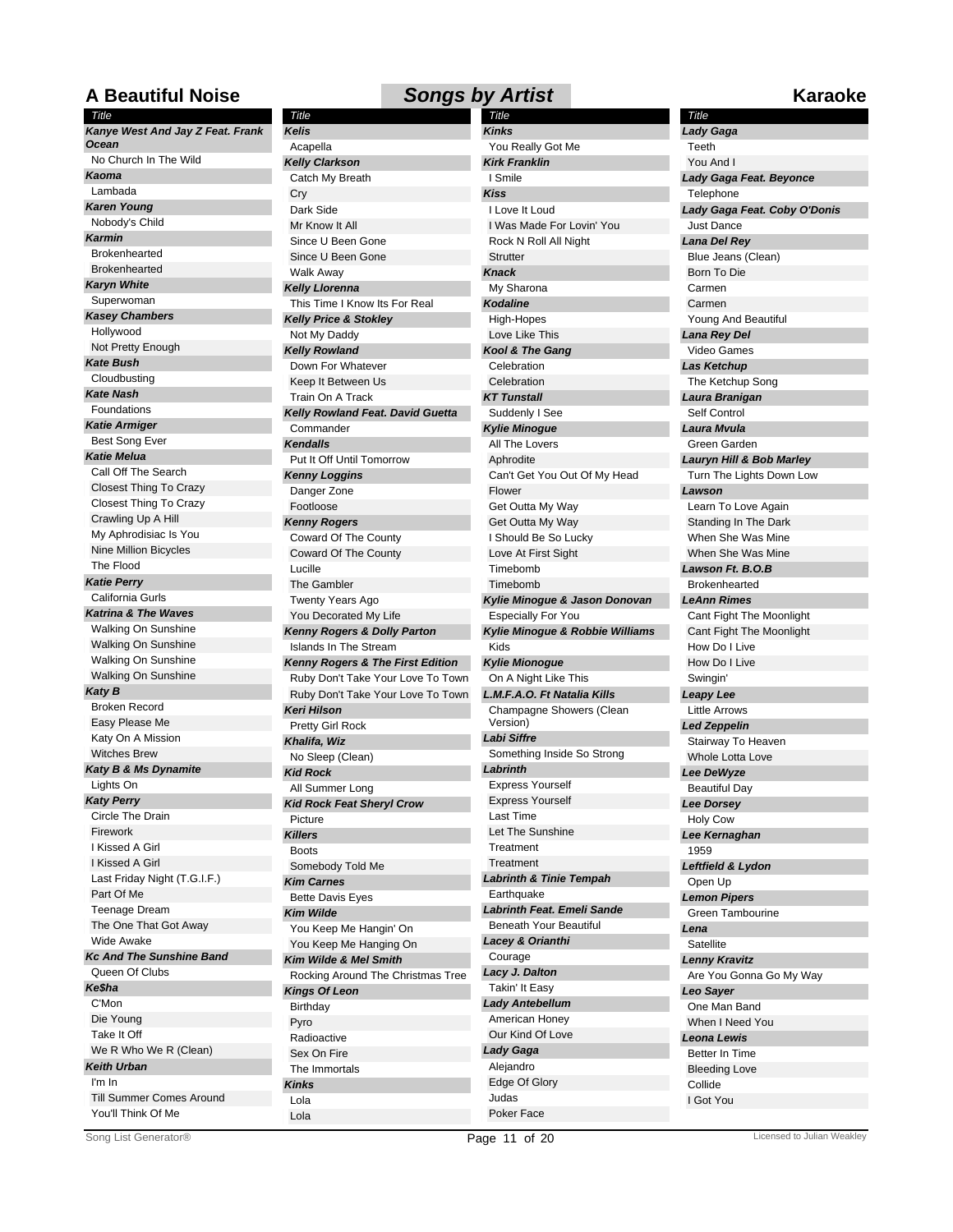# A Beautiful Noise — Songs by Artist — Karaoke

*Title*

***Kanye West And Jay Z Feat. Frank Ocean***
- No Church In The Wild

***Kaoma***
- Lambada

***Karen Young***
- Nobody's Child

***Karmin***
- Brokenhearted
- Brokenhearted

***Karyn White***
- Superwoman

***Kasey Chambers***
- Hollywood
- Not Pretty Enough

***Kate Bush***
- Cloudbusting

***Kate Nash***
- Foundations

***Katie Armiger***
- Best Song Ever

***Katie Melua***
- Call Off The Search
- Closest Thing To Crazy
- Closest Thing To Crazy
- Crawling Up A Hill
- My Aphrodisiac Is You
- Nine Million Bicycles
- The Flood

***Katie Perry***
- California Gurls

***Katrina & The Waves***
- Walking On Sunshine
- Walking On Sunshine
- Walking On Sunshine
- Walking On Sunshine

***Katy B***
- Broken Record
- Easy Please Me
- Katy On A Mission
- Witches Brew

***Katy B & Ms Dynamite***
- Lights On

***Katy Perry***
- Circle The Drain
- Firework
- I Kissed A Girl
- I Kissed A Girl
- Last Friday Night (T.G.I.F.)
- Part Of Me
- Teenage Dream
- The One That Got Away
- Wide Awake

***Kc And The Sunshine Band***
- Queen Of Clubs

***Ke$ha***
- C'Mon
- Die Young
- Take It Off
- We R Who We R (Clean)

***Keith Urban***
- I'm In
- Till Summer Comes Around
- You'll Think Of Me

***Kelis***
- Acapella

***Kelly Clarkson***
- Catch My Breath
- Cry
- Dark Side
- Mr Know It All
- Since U Been Gone
- Since U Been Gone
- Walk Away

***Kelly Llorenna***
- This Time I Know Its For Real

***Kelly Price & Stokley***
- Not My Daddy

***Kelly Rowland***
- Down For Whatever
- Keep It Between Us
- Train On A Track

***Kelly Rowland Feat. David Guetta***
- Commander

***Kendalls***
- Put It Off Until Tomorrow

***Kenny Loggins***
- Danger Zone
- Footloose

***Kenny Rogers***
- Coward Of The County
- Coward Of The County
- Lucille
- The Gambler
- Twenty Years Ago
- You Decorated My Life

***Kenny Rogers & Dolly Parton***
- Islands In The Stream

***Kenny Rogers & The First Edition***
- Ruby Don't Take Your Love To Town
- Ruby Don't Take Your Love To Town

***Keri Hilson***
- Pretty Girl Rock

***Khalifa, Wiz***
- No Sleep (Clean)

***Kid Rock***
- All Summer Long

***Kid Rock Feat Sheryl Crow***
- Picture

***Killers***
- Boots
- Somebody Told Me

***Kim Carnes***
- Bette Davis Eyes

***Kim Wilde***
- You Keep Me Hangin' On
- You Keep Me Hanging On

***Kim Wilde & Mel Smith***
- Rocking Around The Christmas Tree

***Kings Of Leon***
- Birthday
- Pyro
- Radioactive
- Sex On Fire
- The Immortals

***Kinks***
- Lola
- Lola

***Kinks***
- You Really Got Me

***Kirk Franklin***
- I Smile

***Kiss***
- I Love It Loud
- I Was Made For Lovin' You
- Rock N Roll All Night
- Strutter

***Knack***
- My Sharona

***Kodaline***
- High-Hopes
- Love Like This

***Kool & The Gang***
- Celebration
- Celebration

***KT Tunstall***
- Suddenly I See

***Kylie Minogue***
- All The Lovers
- Aphrodite
- Can't Get You Out Of My Head
- Flower
- Get Outta My Way
- Get Outta My Way
- I Should Be So Lucky
- Love At First Sight
- Timebomb
- Timebomb

***Kylie Minogue & Jason Donovan***
- Especially For You

***Kylie Minogue & Robbie Williams***
- Kids

***Kylie Mionogue***
- On A Night Like This

***L.M.F.A.O. Ft Natalia Kills***
- Champagne Showers (Clean Version)

***Labi Siffre***
- Something Inside So Strong

***Labrinth***
- Express Yourself
- Express Yourself
- Last Time
- Let The Sunshine
- Treatment
- Treatment

***Labrinth & Tinie Tempah***
- Earthquake

***Labrinth Feat. Emeli Sande***
- Beneath Your Beautiful

***Lacey & Orianthi***
- Courage

***Lacy J. Dalton***
- Takin' It Easy

***Lady Antebellum***
- American Honey
- Our Kind Of Love

***Lady Gaga***
- Alejandro
- Edge Of Glory
- Judas
- Poker Face

***Lady Gaga***
- Teeth
- You And I

***Lady Gaga Feat. Beyonce***
- Telephone

***Lady Gaga Feat. Coby O'Donis***
- Just Dance

***Lana Del Rey***
- Blue Jeans (Clean)
- Born To Die
- Carmen
- Carmen
- Young And Beautiful

***Lana Rey Del***
- Video Games

***Las Ketchup***
- The Ketchup Song

***Laura Branigan***
- Self Control

***Laura Mvula***
- Green Garden

***Lauryn Hill & Bob Marley***
- Turn The Lights Down Low

***Lawson***
- Learn To Love Again
- Standing In The Dark
- When She Was Mine
- When She Was Mine

***Lawson Ft. B.O.B***
- Brokenhearted

***LeAnn Rimes***
- Cant Fight The Moonlight
- Cant Fight The Moonlight
- How Do I Live
- How Do I Live
- Swingin'

***Leapy Lee***
- Little Arrows

***Led Zeppelin***
- Stairway To Heaven
- Whole Lotta Love

***Lee DeWyze***
- Beautiful Day

***Lee Dorsey***
- Holy Cow

***Lee Kernaghan***
- 1959

***Leftfield & Lydon***
- Open Up

***Lemon Pipers***
- Green Tambourine

***Lena***
- Satellite

***Lenny Kravitz***
- Are You Gonna Go My Way

***Leo Sayer***
- One Man Band
- When I Need You

***Leona Lewis***
- Better In Time
- Bleeding Love
- Collide
- I Got You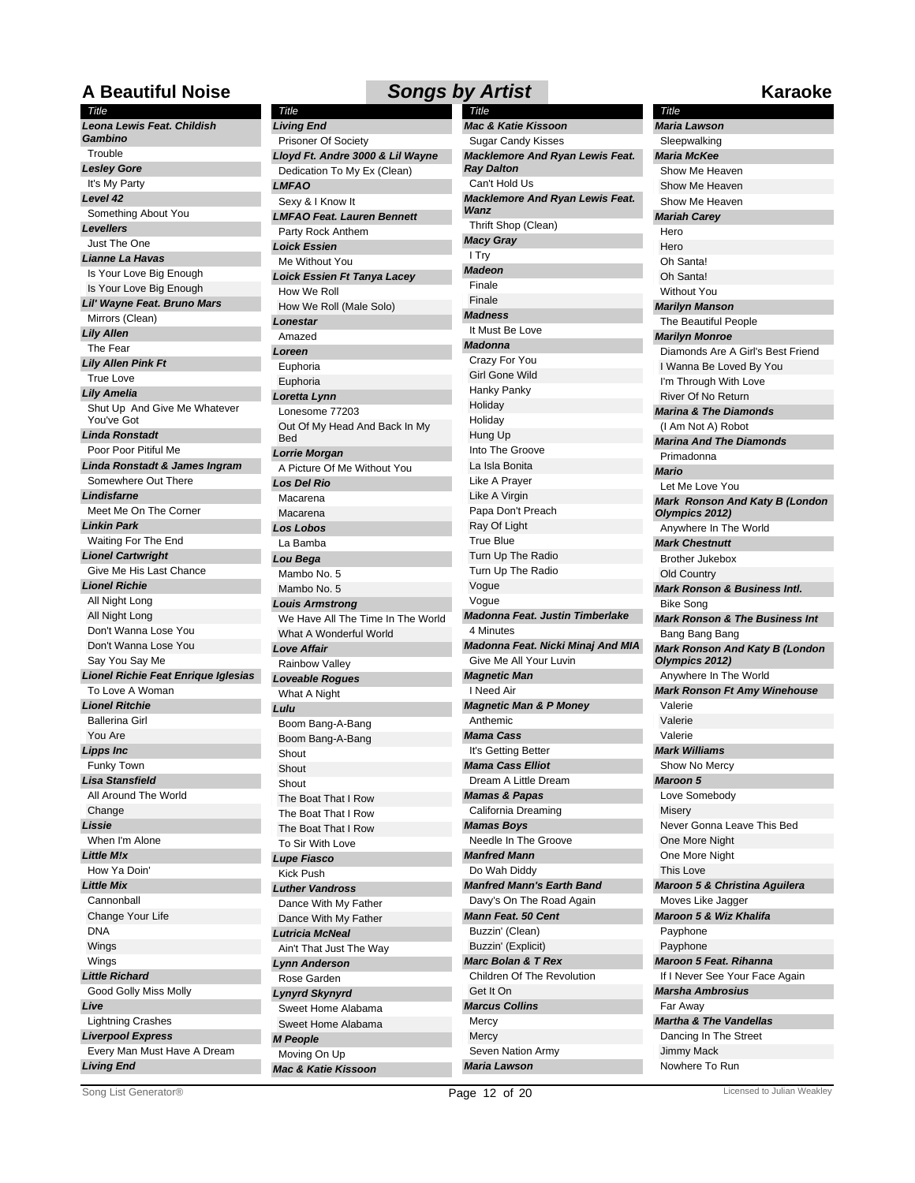# A Beautiful Noise

## Songs by Artist

### Karaoke

| Title |
|---|
| ***Leona Lewis Feat. Childish Gambino*** |
| Trouble |
| ***Lesley Gore*** |
| It's My Party |
| ***Level 42*** |
| Something About You |
| ***Levellers*** |
| Just The One |
| ***Lianne La Havas*** |
| Is Your Love Big Enough |
| Is Your Love Big Enough |
| ***Lil' Wayne Feat. Bruno Mars*** |
| Mirrors (Clean) |
| ***Lily Allen*** |
| The Fear |
| ***Lily Allen Pink Ft*** |
| True Love |
| ***Lily Amelia*** |
| Shut Up And Give Me Whatever You've Got |
| ***Linda Ronstadt*** |
| Poor Poor Pitiful Me |
| ***Linda Ronstadt & James Ingram*** |
| Somewhere Out There |
| ***Lindisfarne*** |
| Meet Me On The Corner |
| ***Linkin Park*** |
| Waiting For The End |
| ***Lionel Cartwright*** |
| Give Me His Last Chance |
| ***Lionel Richie*** |
| All Night Long |
| All Night Long |
| Don't Wanna Lose You |
| Don't Wanna Lose You |
| Say You Say Me |
| ***Lionel Richie Feat Enrique Iglesias*** |
| To Love A Woman |
| ***Lionel Ritchie*** |
| Ballerina Girl |
| You Are |
| ***Lipps Inc*** |
| Funky Town |
| ***Lisa Stansfield*** |
| All Around The World |
| Change |
| ***Lissie*** |
| When I'm Alone |
| ***Little M!x*** |
| How Ya Doin' |
| ***Little Mix*** |
| Cannonball |
| Change Your Life |
| DNA |
| Wings |
| Wings |
| ***Little Richard*** |
| Good Golly Miss Molly |
| ***Live*** |
| Lightning Crashes |
| ***Liverpool Express*** |
| Every Man Must Have A Dream |
| ***Living End*** |
| Prisoner Of Society |
| ***Lloyd Ft. Andre 3000 & Lil Wayne*** |
| Dedication To My Ex (Clean) |
| ***LMFAO*** |
| Sexy & I Know It |
| ***LMFAO Feat. Lauren Bennett*** |
| Party Rock Anthem |
| ***Loick Essien*** |
| Me Without You |
| ***Loick Essien Ft Tanya Lacey*** |
| How We Roll |
| How We Roll (Male Solo) |
| ***Lonestar*** |
| Amazed |
| ***Loreen*** |
| Euphoria |
| Euphoria |
| ***Loretta Lynn*** |
| Lonesome 77203 |
| Out Of My Head And Back In My Bed |
| ***Lorrie Morgan*** |
| A Picture Of Me Without You |
| ***Los Del Rio*** |
| Macarena |
| Macarena |
| ***Los Lobos*** |
| La Bamba |
| ***Lou Bega*** |
| Mambo No. 5 |
| Mambo No. 5 |
| ***Louis Armstrong*** |
| We Have All The Time In The World |
| What A Wonderful World |
| ***Love Affair*** |
| Rainbow Valley |
| ***Loveable Rogues*** |
| What A Night |
| ***Lulu*** |
| Boom Bang-A-Bang |
| Boom Bang-A-Bang |
| Shout |
| Shout |
| Shout |
| The Boat That I Row |
| The Boat That I Row |
| The Boat That I Row |
| To Sir With Love |
| ***Lupe Fiasco*** |
| Kick Push |
| ***Luther Vandross*** |
| Dance With My Father |
| Dance With My Father |
| ***Lutricia McNeal*** |
| Ain't That Just The Way |
| ***Lynn Anderson*** |
| Rose Garden |
| ***Lynyrd Skynyrd*** |
| Sweet Home Alabama |
| Sweet Home Alabama |
| ***M People*** |
| Moving On Up |
| ***Mac & Katie Kissoon*** |
| Sugar Candy Kisses |
| ***Macklemore And Ryan Lewis Feat. Ray Dalton*** |
| Can't Hold Us |
| ***Macklemore And Ryan Lewis Feat. Wanz*** |
| Thrift Shop (Clean) |
| ***Macy Gray*** |
| I Try |
| ***Madeon*** |
| Finale |
| Finale |
| ***Madness*** |
| It Must Be Love |
| ***Madonna*** |
| Crazy For You |
| Girl Gone Wild |
| Hanky Panky |
| Holiday |
| Holiday |
| Hung Up |
| Into The Groove |
| La Isla Bonita |
| Like A Prayer |
| Like A Virgin |
| Papa Don't Preach |
| Ray Of Light |
| True Blue |
| Turn Up The Radio |
| Turn Up The Radio |
| Vogue |
| Vogue |
| ***Madonna Feat. Justin Timberlake*** |
| 4 Minutes |
| ***Madonna Feat. Nicki Minaj And MIA*** |
| Give Me All Your Luvin |
| ***Magnetic Man*** |
| I Need Air |
| ***Magnetic Man & P Money*** |
| Anthemic |
| ***Mama Cass*** |
| It's Getting Better |
| ***Mama Cass Elliot*** |
| Dream A Little Dream |
| ***Mamas & Papas*** |
| California Dreaming |
| ***Mamas Boys*** |
| Needle In The Groove |
| ***Manfred Mann*** |
| Do Wah Diddy |
| ***Manfred Mann's Earth Band*** |
| Davy's On The Road Again |
| ***Mann Feat. 50 Cent*** |
| Buzzin' (Clean) |
| Buzzin' (Explicit) |
| ***Marc Bolan & T Rex*** |
| Children Of The Revolution |
| Get It On |
| ***Marcus Collins*** |
| Mercy |
| Mercy |
| Seven Nation Army |
| ***Maria Lawson*** |
| Sleepwalking |
| ***Maria McKee*** |
| Show Me Heaven |
| Show Me Heaven |
| Show Me Heaven |
| ***Mariah Carey*** |
| Hero |
| Hero |
| Oh Santa! |
| Oh Santa! |
| Without You |
| ***Marilyn Manson*** |
| The Beautiful People |
| ***Marilyn Monroe*** |
| Diamonds Are A Girl's Best Friend |
| I Wanna Be Loved By You |
| I'm Through With Love |
| River Of No Return |
| ***Marina & The Diamonds*** |
| (I Am Not A) Robot |
| ***Marina And The Diamonds*** |
| Primadonna |
| ***Mario*** |
| Let Me Love You |
| ***Mark Ronson And Katy B (London Olympics 2012)*** |
| Anywhere In The World |
| ***Mark Chestnutt*** |
| Brother Jukebox |
| Old Country |
| ***Mark Ronson & Business Intl.*** |
| Bike Song |
| ***Mark Ronson & The Business Int*** |
| Bang Bang Bang |
| ***Mark Ronson And Katy B (London Olympics 2012)*** |
| Anywhere In The World |
| ***Mark Ronson Ft Amy Winehouse*** |
| Valerie |
| Valerie |
| Valerie |
| ***Mark Williams*** |
| Show No Mercy |
| ***Maroon 5*** |
| Love Somebody |
| Misery |
| Never Gonna Leave This Bed |
| One More Night |
| One More Night |
| This Love |
| ***Maroon 5 & Christina Aguilera*** |
| Moves Like Jagger |
| ***Maroon 5 & Wiz Khalifa*** |
| Payphone |
| Payphone |
| ***Maroon 5 Feat. Rihanna*** |
| If I Never See Your Face Again |
| ***Marsha Ambrosius*** |
| Far Away |
| ***Martha & The Vandellas*** |
| Dancing In The Street |
| Jimmy Mack |
| Nowhere To Run |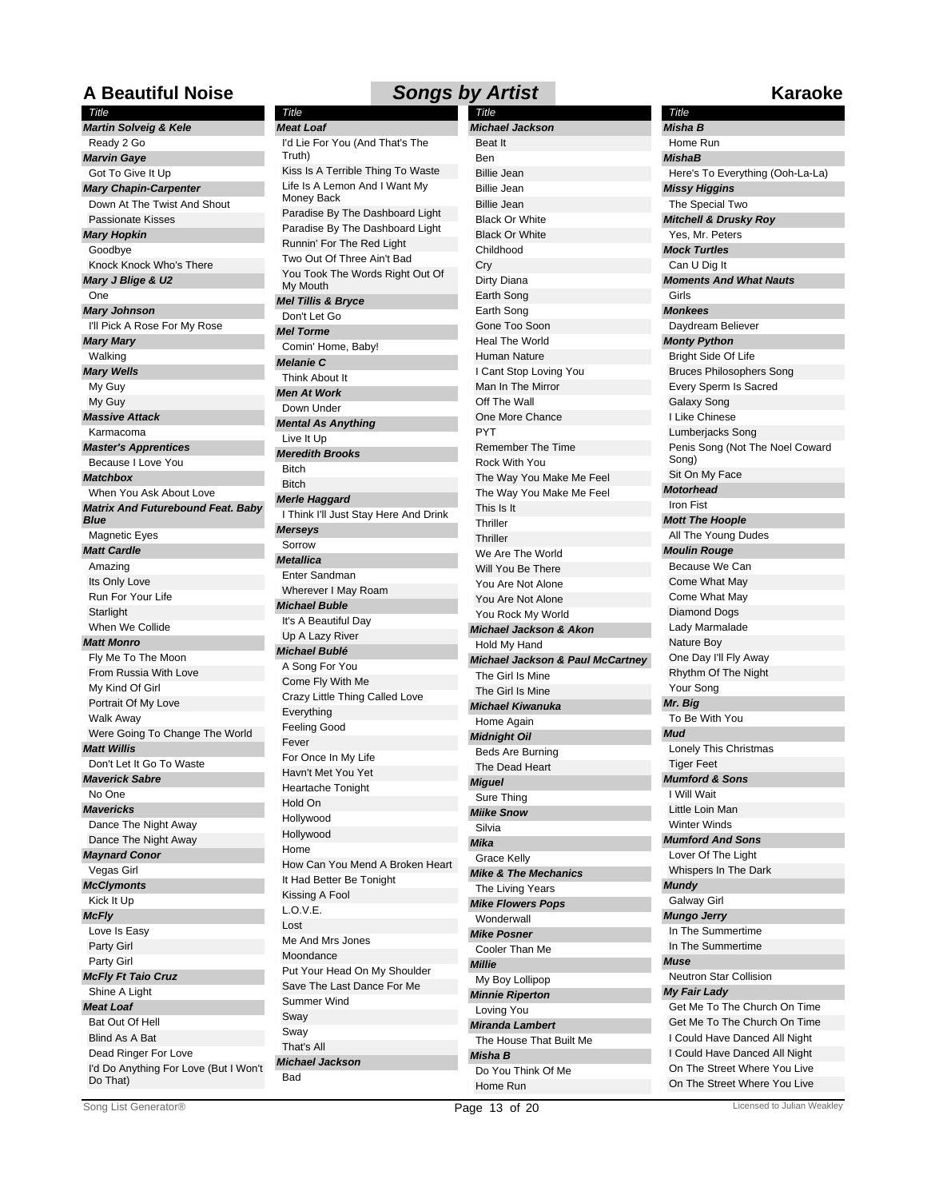# A Beautiful Noise — Songs by Artist — Karaoke

| Title |
| --- |
| ***Martin Solveig & Kele*** |
| Ready 2 Go |
| ***Marvin Gaye*** |
| Got To Give It Up |
| ***Mary Chapin-Carpenter*** |
| Down At The Twist And Shout |
| Passionate Kisses |
| ***Mary Hopkin*** |
| Goodbye |
| Knock Knock Who's There |
| ***Mary J Blige & U2*** |
| One |
| ***Mary Johnson*** |
| I'll Pick A Rose For My Rose |
| ***Mary Mary*** |
| Walking |
| ***Mary Wells*** |
| My Guy |
| My Guy |
| ***Massive Attack*** |
| Karmacoma |
| ***Master's Apprentices*** |
| Because I Love You |
| ***Matchbox*** |
| When You Ask About Love |
| ***Matrix And Futurebound Feat. Baby Blue*** |
| Magnetic Eyes |
| ***Matt Cardle*** |
| Amazing |
| Its Only Love |
| Run For Your Life |
| Starlight |
| When We Collide |
| ***Matt Monro*** |
| Fly Me To The Moon |
| From Russia With Love |
| My Kind Of Girl |
| Portrait Of My Love |
| Walk Away |
| Were Going To Change The World |
| ***Matt Willis*** |
| Don't Let It Go To Waste |
| ***Maverick Sabre*** |
| No One |
| ***Mavericks*** |
| Dance The Night Away |
| Dance The Night Away |
| ***Maynard Conor*** |
| Vegas Girl |
| ***McClymonts*** |
| Kick It Up |
| ***McFly*** |
| Love Is Easy |
| Party Girl |
| Party Girl |
| ***McFly Ft Taio Cruz*** |
| Shine A Light |
| ***Meat Loaf*** |
| Bat Out Of Hell |
| Blind As A Bat |
| Dead Ringer For Love |
| I'd Do Anything For Love (But I Won't Do That) |

| Title |
| --- |
| ***Meat Loaf*** |
| I'd Lie For You (And That's The Truth) |
| Kiss Is A Terrible Thing To Waste |
| Life Is A Lemon And I Want My Money Back |
| Paradise By The Dashboard Light |
| Paradise By The Dashboard Light |
| Runnin' For The Red Light |
| Two Out Of Three Ain't Bad |
| You Took The Words Right Out Of My Mouth |
| ***Mel Tillis & Bryce*** |
| Don't Let Go |
| ***Mel Torme*** |
| Comin' Home, Baby! |
| ***Melanie C*** |
| Think About It |
| ***Men At Work*** |
| Down Under |
| ***Mental As Anything*** |
| Live It Up |
| ***Meredith Brooks*** |
| Bitch |
| Bitch |
| ***Merle Haggard*** |
| I Think I'll Just Stay Here And Drink |
| ***Merseys*** |
| Sorrow |
| ***Metallica*** |
| Enter Sandman |
| Wherever I May Roam |
| ***Michael Buble*** |
| It's A Beautiful Day |
| Up A Lazy River |
| ***Michael Bublé*** |
| A Song For You |
| Come Fly With Me |
| Crazy Little Thing Called Love |
| Everything |
| Feeling Good |
| Fever |
| For Once In My Life |
| Havn't Met You Yet |
| Heartache Tonight |
| Hold On |
| Hollywood |
| Hollywood |
| Home |
| How Can You Mend A Broken Heart |
| It Had Better Be Tonight |
| Kissing A Fool |
| L.O.V.E. |
| Lost |
| Me And Mrs Jones |
| Moondance |
| Put Your Head On My Shoulder |
| Save The Last Dance For Me |
| Summer Wind |
| Sway |
| Sway |
| That's All |
| ***Michael Jackson*** |
| Bad |

| Title |
| --- |
| ***Michael Jackson*** |
| Beat It |
| Ben |
| Billie Jean |
| Billie Jean |
| Billie Jean |
| Black Or White |
| Black Or White |
| Childhood |
| Cry |
| Dirty Diana |
| Earth Song |
| Earth Song |
| Gone Too Soon |
| Heal The World |
| Human Nature |
| I Cant Stop Loving You |
| Man In The Mirror |
| Off The Wall |
| One More Chance |
| PYT |
| Remember The Time |
| Rock With You |
| The Way You Make Me Feel |
| The Way You Make Me Feel |
| This Is It |
| Thriller |
| Thriller |
| We Are The World |
| Will You Be There |
| You Are Not Alone |
| You Are Not Alone |
| You Rock My World |
| ***Michael Jackson & Akon*** |
| Hold My Hand |
| ***Michael Jackson & Paul McCartney*** |
| The Girl Is Mine |
| The Girl Is Mine |
| ***Michael Kiwanuka*** |
| Home Again |
| ***Midnight Oil*** |
| Beds Are Burning |
| The Dead Heart |
| ***Miguel*** |
| Sure Thing |
| ***Miike Snow*** |
| Silvia |
| ***Mika*** |
| Grace Kelly |
| ***Mike & The Mechanics*** |
| The Living Years |
| ***Mike Flowers Pops*** |
| Wonderwall |
| ***Mike Posner*** |
| Cooler Than Me |
| ***Millie*** |
| My Boy Lollipop |
| ***Minnie Riperton*** |
| Loving You |
| ***Miranda Lambert*** |
| The House That Built Me |
| ***Misha B*** |
| Do You Think Of Me |
| Home Run |

| Title |
| --- |
| ***Misha B*** |
| Home Run |
| ***MishaB*** |
| Here's To Everything (Ooh-La-La) |
| ***Missy Higgins*** |
| The Special Two |
| ***Mitchell & Drusky Roy*** |
| Yes, Mr. Peters |
| ***Mock Turtles*** |
| Can U Dig It |
| ***Moments And What Nauts*** |
| Girls |
| ***Monkees*** |
| Daydream Believer |
| ***Monty Python*** |
| Bright Side Of Life |
| Bruces Philosophers Song |
| Every Sperm Is Sacred |
| Galaxy Song |
| I Like Chinese |
| Lumberjacks Song |
| Penis Song (Not The Noel Coward Song) |
| Sit On My Face |
| ***Motorhead*** |
| Iron Fist |
| ***Mott The Hoople*** |
| All The Young Dudes |
| ***Moulin Rouge*** |
| Because We Can |
| Come What May |
| Come What May |
| Diamond Dogs |
| Lady Marmalade |
| Nature Boy |
| One Day I'll Fly Away |
| Rhythm Of The Night |
| Your Song |
| ***Mr. Big*** |
| To Be With You |
| ***Mud*** |
| Lonely This Christmas |
| Tiger Feet |
| ***Mumford & Sons*** |
| I Will Wait |
| Little Loin Man |
| Winter Winds |
| ***Mumford And Sons*** |
| Lover Of The Light |
| Whispers In The Dark |
| ***Mundy*** |
| Galway Girl |
| ***Mungo Jerry*** |
| In The Summertime |
| In The Summertime |
| ***Muse*** |
| Neutron Star Collision |
| ***My Fair Lady*** |
| Get Me To The Church On Time |
| Get Me To The Church On Time |
| I Could Have Danced All Night |
| I Could Have Danced All Night |
| On The Street Where You Live |
| On The Street Where You Live |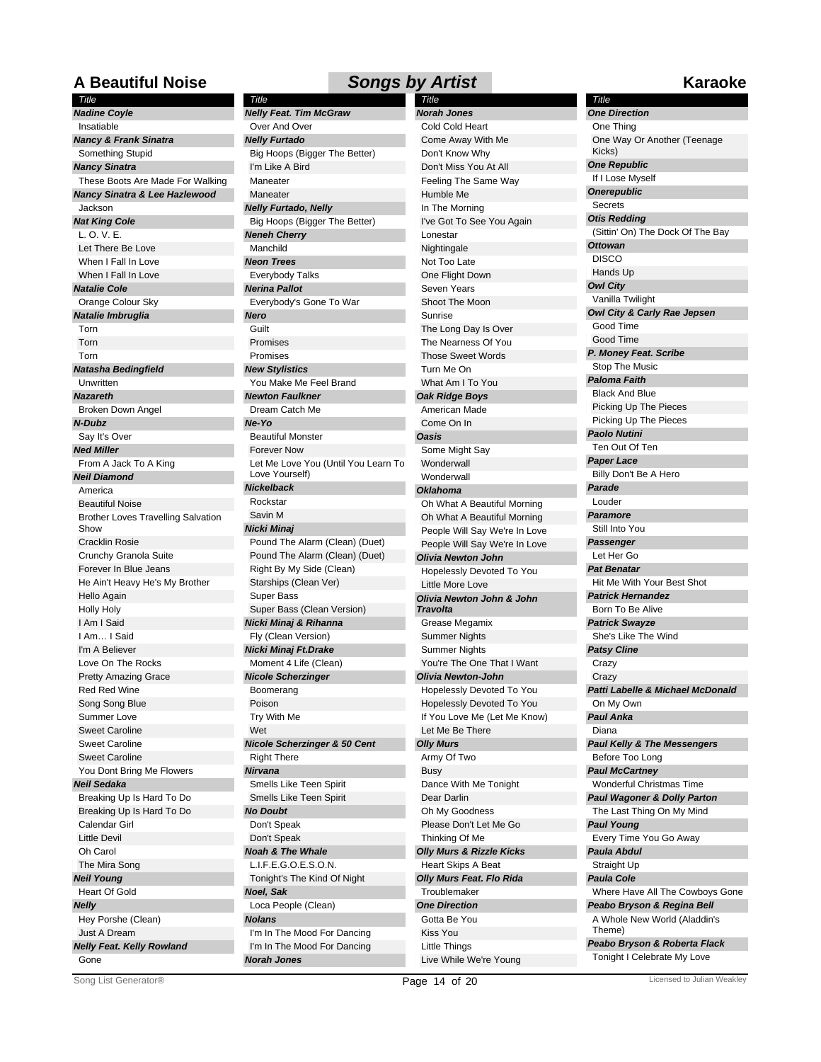# A Beautiful Noise — Songs by Artist — Karaoke

*Title*

***Nadine Coyle***
- Insatiable

***Nancy & Frank Sinatra***
- Something Stupid

***Nancy Sinatra***
- These Boots Are Made For Walking

***Nancy Sinatra & Lee Hazlewood***
- Jackson

***Nat King Cole***
- L. O. V. E.
- Let There Be Love
- When I Fall In Love
- When I Fall In Love

***Natalie Cole***
- Orange Colour Sky

***Natalie Imbruglia***
- Torn
- Torn
- Torn

***Natasha Bedingfield***
- Unwritten

***Nazareth***
- Broken Down Angel

***N-Dubz***
- Say It's Over

***Ned Miller***
- From A Jack To A King

***Neil Diamond***
- America
- Beautiful Noise
- Brother Loves Travelling Salvation Show
- Cracklin Rosie
- Crunchy Granola Suite
- Forever In Blue Jeans
- He Ain't Heavy He's My Brother
- Hello Again
- Holly Holy
- I Am I Said
- I Am… I Said
- I'm A Believer
- Love On The Rocks
- Pretty Amazing Grace
- Red Red Wine
- Song Song Blue
- Summer Love
- Sweet Caroline
- Sweet Caroline
- Sweet Caroline
- You Dont Bring Me Flowers

***Neil Sedaka***
- Breaking Up Is Hard To Do
- Breaking Up Is Hard To Do
- Calendar Girl
- Little Devil
- Oh Carol
- The Mira Song

***Neil Young***
- Heart Of Gold

***Nelly***
- Hey Porshe (Clean)
- Just A Dream

***Nelly Feat. Kelly Rowland***
- Gone

***Nelly Feat. Tim McGraw***
- Over And Over

***Nelly Furtado***
- Big Hoops (Bigger The Better)
- I'm Like A Bird
- Maneater
- Maneater

***Nelly Furtado, Nelly***
- Big Hoops (Bigger The Better)

***Neneh Cherry***
- Manchild

***Neon Trees***
- Everybody Talks

***Nerina Pallot***
- Everybody's Gone To War

***Nero***
- Guilt
- Promises
- Promises

***New Stylistics***
- You Make Me Feel Brand

***Newton Faulkner***
- Dream Catch Me

***Ne-Yo***
- Beautiful Monster
- Forever Now
- Let Me Love You (Until You Learn To Love Yourself)

***Nickelback***
- Rockstar
- Savin M

***Nicki Minaj***
- Pound The Alarm (Clean) (Duet)
- Pound The Alarm (Clean) (Duet)
- Right By My Side (Clean)
- Starships (Clean Ver)
- Super Bass
- Super Bass (Clean Version)

***Nicki Minaj & Rihanna***
- Fly (Clean Version)

***Nicki Minaj Ft.Drake***
- Moment 4 Life (Clean)

***Nicole Scherzinger***
- Boomerang
- Poison
- Try With Me
- Wet

***Nicole Scherzinger & 50 Cent***
- Right There

***Nirvana***
- Smells Like Teen Spirit
- Smells Like Teen Spirit

***No Doubt***
- Don't Speak
- Don't Speak

***Noah & The Whale***
- L.I.F.E.G.O.E.S.O.N.
- Tonight's The Kind Of Night

***Noel, Sak***
- Loca People (Clean)

***Nolans***
- I'm In The Mood For Dancing
- I'm In The Mood For Dancing

***Norah Jones***
- Cold Cold Heart
- Come Away With Me
- Don't Know Why
- Don't Miss You At All
- Feeling The Same Way
- Humble Me
- In The Morning
- I've Got To See You Again
- Lonestar
- Nightingale
- Not Too Late
- One Flight Down
- Seven Years
- Shoot The Moon
- Sunrise
- The Long Day Is Over
- The Nearness Of You
- Those Sweet Words
- Turn Me On
- What Am I To You

***Oak Ridge Boys***
- American Made
- Come On In

***Oasis***
- Some Might Say
- Wonderwall
- Wonderwall

***Oklahoma***
- Oh What A Beautiful Morning
- Oh What A Beautiful Morning
- People Will Say We're In Love
- People Will Say We're In Love

***Olivia Newton John***
- Hopelessly Devoted To You
- Little More Love

***Olivia Newton John & John Travolta***
- Grease Megamix
- Summer Nights
- Summer Nights
- You're The One That I Want

***Olivia Newton-John***
- Hopelessly Devoted To You
- Hopelessly Devoted To You
- If You Love Me (Let Me Know)
- Let Me Be There

***Olly Murs***
- Army Of Two
- Busy
- Dance With Me Tonight
- Dear Darlin
- Oh My Goodness
- Please Don't Let Me Go
- Thinking Of Me

***Olly Murs & Rizzle Kicks***
- Heart Skips A Beat

***Olly Murs Feat. Flo Rida***
- Troublemaker

***One Direction***
- Gotta Be You
- Kiss You
- Little Things
- Live While We're Young
- One Thing
- One Way Or Another (Teenage Kicks)

***One Republic***
- If I Lose Myself

***Onerepublic***
- Secrets

***Otis Redding***
- (Sittin' On) The Dock Of The Bay

***Ottowan***
- DISCO
- Hands Up

***Owl City***
- Vanilla Twilight

***Owl City & Carly Rae Jepsen***
- Good Time
- Good Time

***P. Money Feat. Scribe***
- Stop The Music

***Paloma Faith***
- Black And Blue
- Picking Up The Pieces
- Picking Up The Pieces

***Paolo Nutini***
- Ten Out Of Ten

***Paper Lace***
- Billy Don't Be A Hero

***Parade***
- Louder

***Paramore***
- Still Into You

***Passenger***
- Let Her Go

***Pat Benatar***
- Hit Me With Your Best Shot

***Patrick Hernandez***
- Born To Be Alive

***Patrick Swayze***
- She's Like The Wind

***Patsy Cline***
- Crazy
- Crazy

***Patti Labelle & Michael McDonald***
- On My Own

***Paul Anka***
- Diana

***Paul Kelly & The Messengers***
- Before Too Long

***Paul McCartney***
- Wonderful Christmas Time

***Paul Wagoner & Dolly Parton***
- The Last Thing On My Mind

***Paul Young***
- Every Time You Go Away

***Paula Abdul***
- Straight Up

***Paula Cole***
- Where Have All The Cowboys Gone

***Peabo Bryson & Regina Bell***
- A Whole New World (Aladdin's Theme)

***Peabo Bryson & Roberta Flack***
- Tonight I Celebrate My Love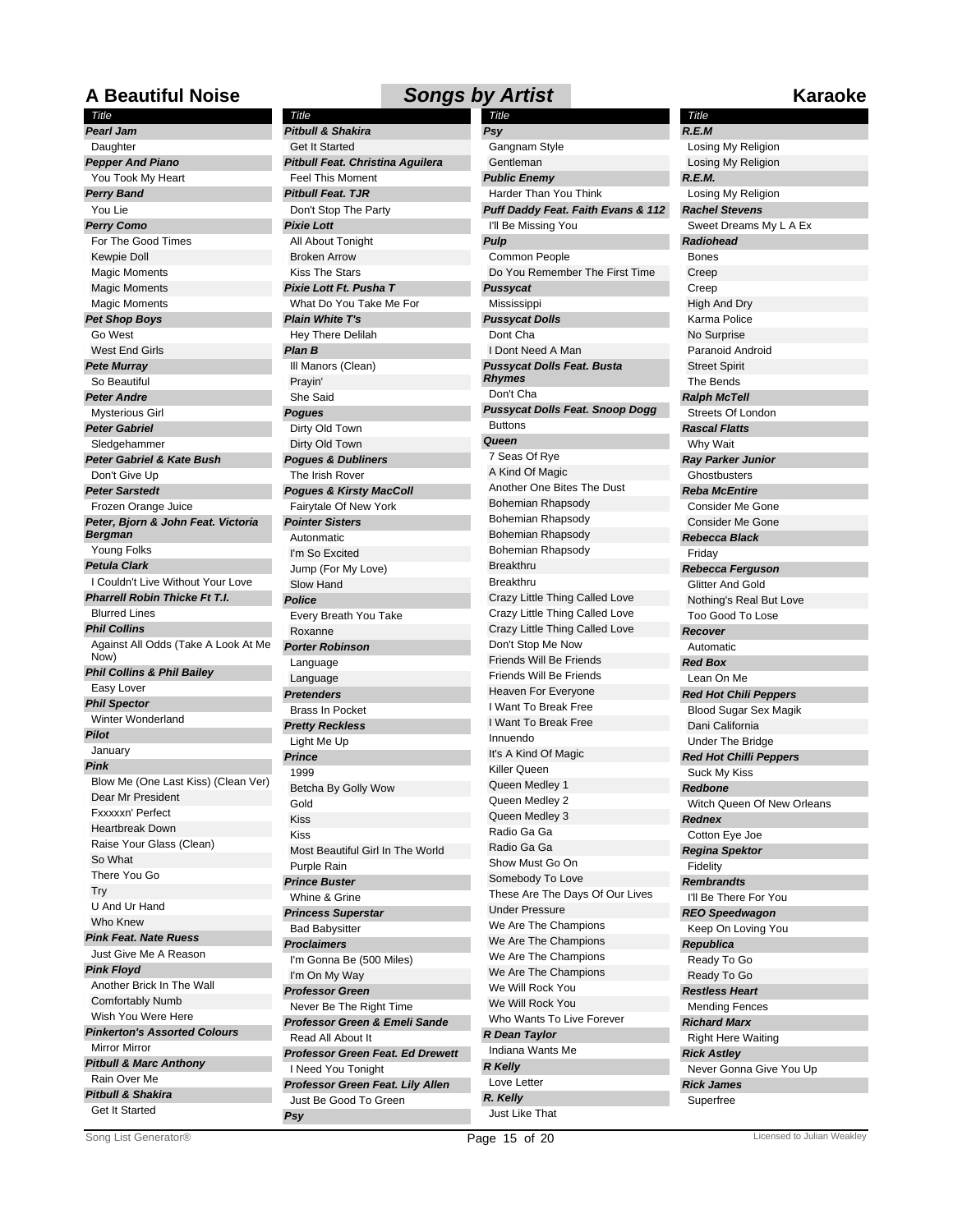# A Beautiful Noise — Songs by Artist — Karaoke

***Pearl Jam***
- Daughter

***Pepper And Piano***
- You Took My Heart

***Perry Band***
- You Lie

***Perry Como***
- For The Good Times
- Kewpie Doll
- Magic Moments
- Magic Moments
- Magic Moments

***Pet Shop Boys***
- Go West
- West End Girls

***Pete Murray***
- So Beautiful

***Peter Andre***
- Mysterious Girl

***Peter Gabriel***
- Sledgehammer

***Peter Gabriel & Kate Bush***
- Don't Give Up

***Peter Sarstedt***
- Frozen Orange Juice

***Peter, Bjorn & John Feat. Victoria Bergman***
- Young Folks

***Petula Clark***
- I Couldn't Live Without Your Love

***Pharrell Robin Thicke Ft T.I.***
- Blurred Lines

***Phil Collins***
- Against All Odds (Take A Look At Me Now)

***Phil Collins & Phil Bailey***
- Easy Lover

***Phil Spector***
- Winter Wonderland

***Pilot***
- January

***Pink***
- Blow Me (One Last Kiss) (Clean Ver)
- Dear Mr President
- Fxxxxxn' Perfect
- Heartbreak Down
- Raise Your Glass (Clean)
- So What
- There You Go
- Try
- U And Ur Hand
- Who Knew

***Pink Feat. Nate Ruess***
- Just Give Me A Reason

***Pink Floyd***
- Another Brick In The Wall
- Comfortably Numb
- Wish You Were Here

***Pinkerton's Assorted Colours***
- Mirror Mirror

***Pitbull & Marc Anthony***
- Rain Over Me

***Pitbull & Shakira***
- Get It Started

***Pitbull & Shakira***
- Get It Started

***Pitbull Feat. Christina Aguilera***
- Feel This Moment

***Pitbull Feat. TJR***
- Don't Stop The Party

***Pixie Lott***
- All About Tonight
- Broken Arrow
- Kiss The Stars

***Pixie Lott Ft. Pusha T***
- What Do You Take Me For

***Plain White T's***
- Hey There Delilah

***Plan B***
- Ill Manors (Clean)
- Prayin'
- She Said

***Pogues***
- Dirty Old Town
- Dirty Old Town

***Pogues & Dubliners***
- The Irish Rover

***Pogues & Kirsty MacColl***
- Fairytale Of New York

***Pointer Sisters***
- Autonmatic
- I'm So Excited
- Jump (For My Love)
- Slow Hand

***Police***
- Every Breath You Take
- Roxanne

***Porter Robinson***
- Language
- Language

***Pretenders***
- Brass In Pocket

***Pretty Reckless***
- Light Me Up

***Prince***
- 1999
- Betcha By Golly Wow
- Gold
- Kiss
- Kiss
- Most Beautiful Girl In The World
- Purple Rain

***Prince Buster***
- Whine & Grine

***Princess Superstar***
- Bad Babysitter

***Proclaimers***
- I'm Gonna Be (500 Miles)
- I'm On My Way

***Professor Green***
- Never Be The Right Time

***Professor Green & Emeli Sande***
- Read All About It

***Professor Green Feat. Ed Drewett***
- I Need You Tonight

***Professor Green Feat. Lily Allen***
- Just Be Good To Green

***Psy***

***Psy***
- Gangnam Style
- Gentleman

***Public Enemy***
- Harder Than You Think

***Puff Daddy Feat. Faith Evans & 112***
- I'll Be Missing You

***Pulp***
- Common People
- Do You Remember The First Time

***Pussycat***
- Mississippi

***Pussycat Dolls***
- Dont Cha
- I Dont Need A Man

***Pussycat Dolls Feat. Busta Rhymes***
- Don't Cha

***Pussycat Dolls Feat. Snoop Dogg***
- Buttons

***Queen***
- 7 Seas Of Rye
- A Kind Of Magic
- Another One Bites The Dust
- Bohemian Rhapsody
- Bohemian Rhapsody
- Bohemian Rhapsody
- Bohemian Rhapsody
- Breakthru
- Breakthru
- Crazy Little Thing Called Love
- Crazy Little Thing Called Love
- Crazy Little Thing Called Love
- Don't Stop Me Now
- Friends Will Be Friends
- Friends Will Be Friends
- Heaven For Everyone
- I Want To Break Free
- I Want To Break Free
- Innuendo
- It's A Kind Of Magic
- Killer Queen
- Queen Medley 1
- Queen Medley 2
- Queen Medley 3
- Radio Ga Ga
- Radio Ga Ga
- Show Must Go On
- Somebody To Love
- These Are The Days Of Our Lives
- Under Pressure
- We Are The Champions
- We Are The Champions
- We Are The Champions
- We Are The Champions
- We Will Rock You
- We Will Rock You
- Who Wants To Live Forever

***R Dean Taylor***
- Indiana Wants Me

***R Kelly***
- Love Letter

***R. Kelly***
- Just Like That

***R.E.M***
- Losing My Religion
- Losing My Religion

***R.E.M.***
- Losing My Religion

***Rachel Stevens***
- Sweet Dreams My L A Ex

***Radiohead***
- Bones
- Creep
- Creep
- High And Dry
- Karma Police
- No Surprise
- Paranoid Android
- Street Spirit
- The Bends

***Ralph McTell***
- Streets Of London

***Rascal Flatts***
- Why Wait

***Ray Parker Junior***
- Ghostbusters

***Reba McEntire***
- Consider Me Gone
- Consider Me Gone

***Rebecca Black***
- Friday

***Rebecca Ferguson***
- Glitter And Gold
- Nothing's Real But Love
- Too Good To Lose

***Recover***
- Automatic

***Red Box***
- Lean On Me

***Red Hot Chili Peppers***
- Blood Sugar Sex Magik
- Dani California
- Under The Bridge

***Red Hot Chilli Peppers***
- Suck My Kiss

***Redbone***
- Witch Queen Of New Orleans

***Rednex***
- Cotton Eye Joe

***Regina Spektor***
- Fidelity

***Rembrandts***
- I'll Be There For You

***REO Speedwagon***
- Keep On Loving You

***Republica***
- Ready To Go
- Ready To Go

***Restless Heart***
- Mending Fences

***Richard Marx***
- Right Here Waiting

***Rick Astley***
- Never Gonna Give You Up

***Rick James***
- Superfree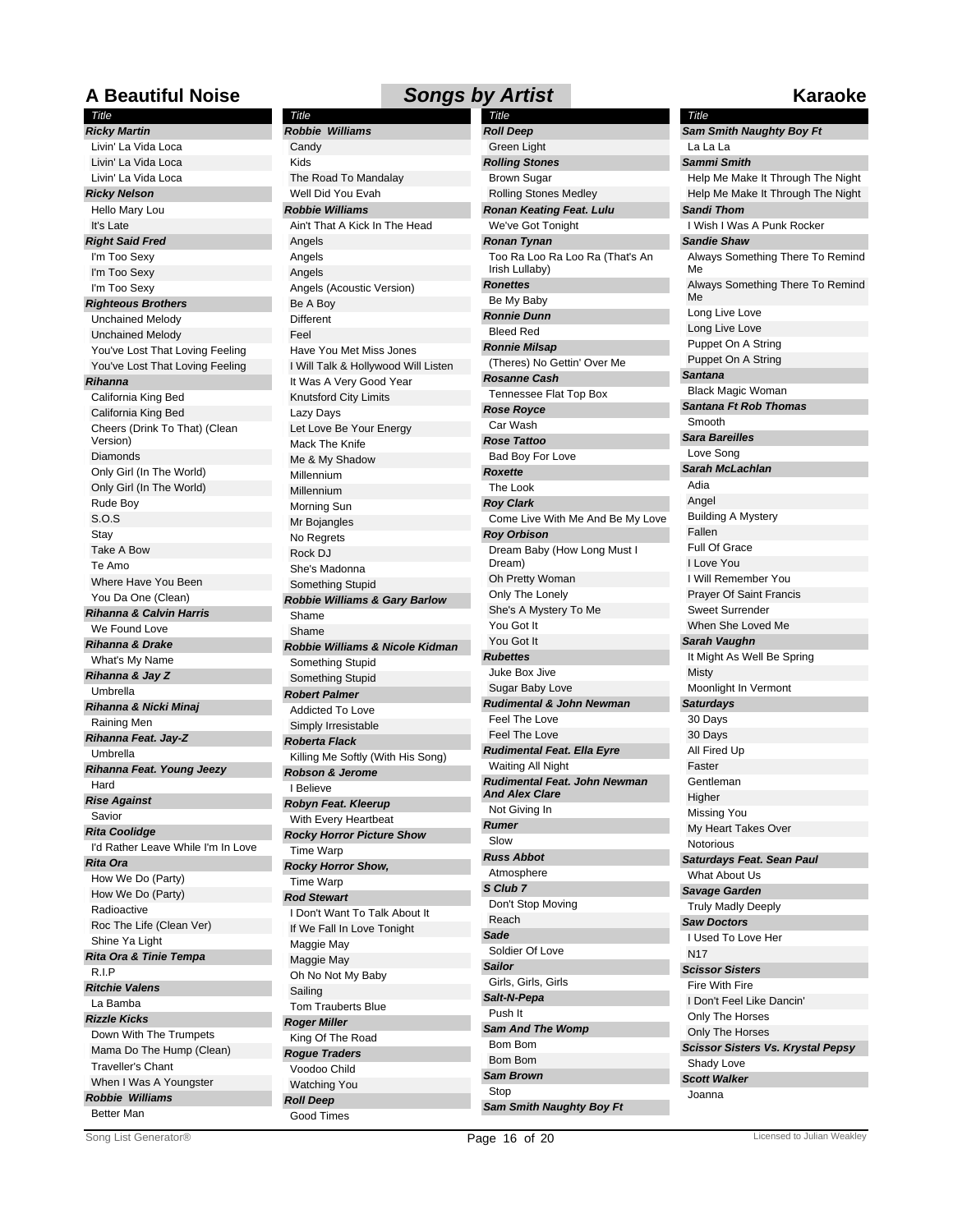# A Beautiful Noise — Songs by Artist — Karaoke

*Title*

***Ricky Martin***
- Livin' La Vida Loca
- Livin' La Vida Loca
- Livin' La Vida Loca

***Ricky Nelson***
- Hello Mary Lou
- It's Late

***Right Said Fred***
- I'm Too Sexy
- I'm Too Sexy
- I'm Too Sexy

***Righteous Brothers***
- Unchained Melody
- Unchained Melody
- You've Lost That Loving Feeling
- You've Lost That Loving Feeling

***Rihanna***
- California King Bed
- California King Bed
- Cheers (Drink To That) (Clean Version)
- Diamonds
- Only Girl (In The World)
- Only Girl (In The World)
- Rude Boy
- S.O.S
- Stay
- Take A Bow
- Te Amo
- Where Have You Been
- You Da One (Clean)

***Rihanna & Calvin Harris***
- We Found Love

***Rihanna & Drake***
- What's My Name

***Rihanna & Jay Z***
- Umbrella

***Rihanna & Nicki Minaj***
- Raining Men

***Rihanna Feat. Jay-Z***
- Umbrella

***Rihanna Feat. Young Jeezy***
- Hard

***Rise Against***
- Savior

***Rita Coolidge***
- I'd Rather Leave While I'm In Love

***Rita Ora***
- How We Do (Party)
- How We Do (Party)
- Radioactive
- Roc The Life (Clean Ver)
- Shine Ya Light

***Rita Ora & Tinie Tempa***
- R.I.P

***Ritchie Valens***
- La Bamba

***Rizzle Kicks***
- Down With The Trumpets
- Mama Do The Hump (Clean)
- Traveller's Chant
- When I Was A Youngster

***Robbie  Williams***
- Better Man

*Title*

***Robbie  Williams***
- Candy
- Kids
- The Road To Mandalay
- Well Did You Evah

***Robbie Williams***
- Ain't That A Kick In The Head
- Angels
- Angels
- Angels
- Angels (Acoustic Version)
- Be A Boy
- Different
- Feel
- Have You Met Miss Jones
- I Will Talk & Hollywood Will Listen
- It Was A Very Good Year
- Knutsford City Limits
- Lazy Days
- Let Love Be Your Energy
- Mack The Knife
- Me & My Shadow
- Millennium
- Millennium
- Morning Sun
- Mr Bojangles
- No Regrets
- Rock DJ
- She's Madonna
- Something Stupid

***Robbie Williams & Gary Barlow***
- Shame
- Shame

***Robbie Williams & Nicole Kidman***
- Something Stupid
- Something Stupid

***Robert Palmer***
- Addicted To Love
- Simply Irresistable

***Roberta Flack***
- Killing Me Softly (With His Song)

***Robson & Jerome***
- I Believe

***Robyn Feat. Kleerup***
- With Every Heartbeat

***Rocky Horror Picture Show***
- Time Warp

***Rocky Horror Show,***
- Time Warp

***Rod Stewart***
- I Don't Want To Talk About It
- If We Fall In Love Tonight
- Maggie May
- Maggie May
- Oh No Not My Baby
- Sailing
- Tom Trauberts Blue

***Roger Miller***
- King Of The Road

***Rogue Traders***
- Voodoo Child
- Watching You

***Roll Deep***
- Good Times

*Title*

***Roll Deep***
- Green Light

***Rolling Stones***
- Brown Sugar
- Rolling Stones Medley

***Ronan Keating Feat. Lulu***
- We've Got Tonight

***Ronan Tynan***
- Too Ra Loo Ra Loo Ra (That's An Irish Lullaby)

***Ronettes***
- Be My Baby

***Ronnie Dunn***
- Bleed Red

***Ronnie Milsap***
- (Theres) No Gettin' Over Me

***Rosanne Cash***
- Tennessee Flat Top Box

***Rose Royce***
- Car Wash

***Rose Tattoo***
- Bad Boy For Love

***Roxette***
- The Look

***Roy Clark***
- Come Live With Me And Be My Love

***Roy Orbison***
- Dream Baby (How Long Must I Dream)
- Oh Pretty Woman
- Only The Lonely
- She's A Mystery To Me
- You Got It
- You Got It

***Rubettes***
- Juke Box Jive
- Sugar Baby Love

***Rudimental & John Newman***
- Feel The Love
- Feel The Love

***Rudimental Feat. Ella Eyre***
- Waiting All Night

***Rudimental Feat. John Newman And Alex Clare***
- Not Giving In

***Rumer***
- Slow

***Russ Abbot***
- Atmosphere

***S Club 7***
- Don't Stop Moving
- Reach

***Sade***
- Soldier Of Love

***Sailor***
- Girls, Girls, Girls

***Salt-N-Pepa***
- Push It

***Sam And The Womp***
- Bom Bom
- Bom Bom

***Sam Brown***
- Stop

***Sam Smith Naughty Boy Ft***

*Title*

***Sam Smith Naughty Boy Ft***
- La La La

***Sammi Smith***
- Help Me Make It Through The Night
- Help Me Make It Through The Night

***Sandi Thom***
- I Wish I Was A Punk Rocker

***Sandie Shaw***
- Always Something There To Remind Me
- Always Something There To Remind Me
- Long Live Love
- Long Live Love
- Puppet On A String
- Puppet On A String

***Santana***
- Black Magic Woman

***Santana Ft Rob Thomas***
- Smooth

***Sara Bareilles***
- Love Song

***Sarah McLachlan***
- Adia
- Angel
- Building A Mystery
- Fallen
- Full Of Grace
- I Love You
- I Will Remember You
- Prayer Of Saint Francis
- Sweet Surrender
- When She Loved Me

***Sarah Vaughn***
- It Might As Well Be Spring
- Misty
- Moonlight In Vermont

***Saturdays***
- 30 Days
- 30 Days
- All Fired Up
- Faster
- Gentleman
- Higher
- Missing You
- My Heart Takes Over
- Notorious

***Saturdays Feat. Sean Paul***
- What About Us

***Savage Garden***
- Truly Madly Deeply

***Saw Doctors***
- I Used To Love Her
- N17

***Scissor Sisters***
- Fire With Fire
- I Don't Feel Like Dancin'
- Only The Horses
- Only The Horses

***Scissor Sisters Vs. Krystal Pepsy***
- Shady Love

***Scott Walker***
- Joanna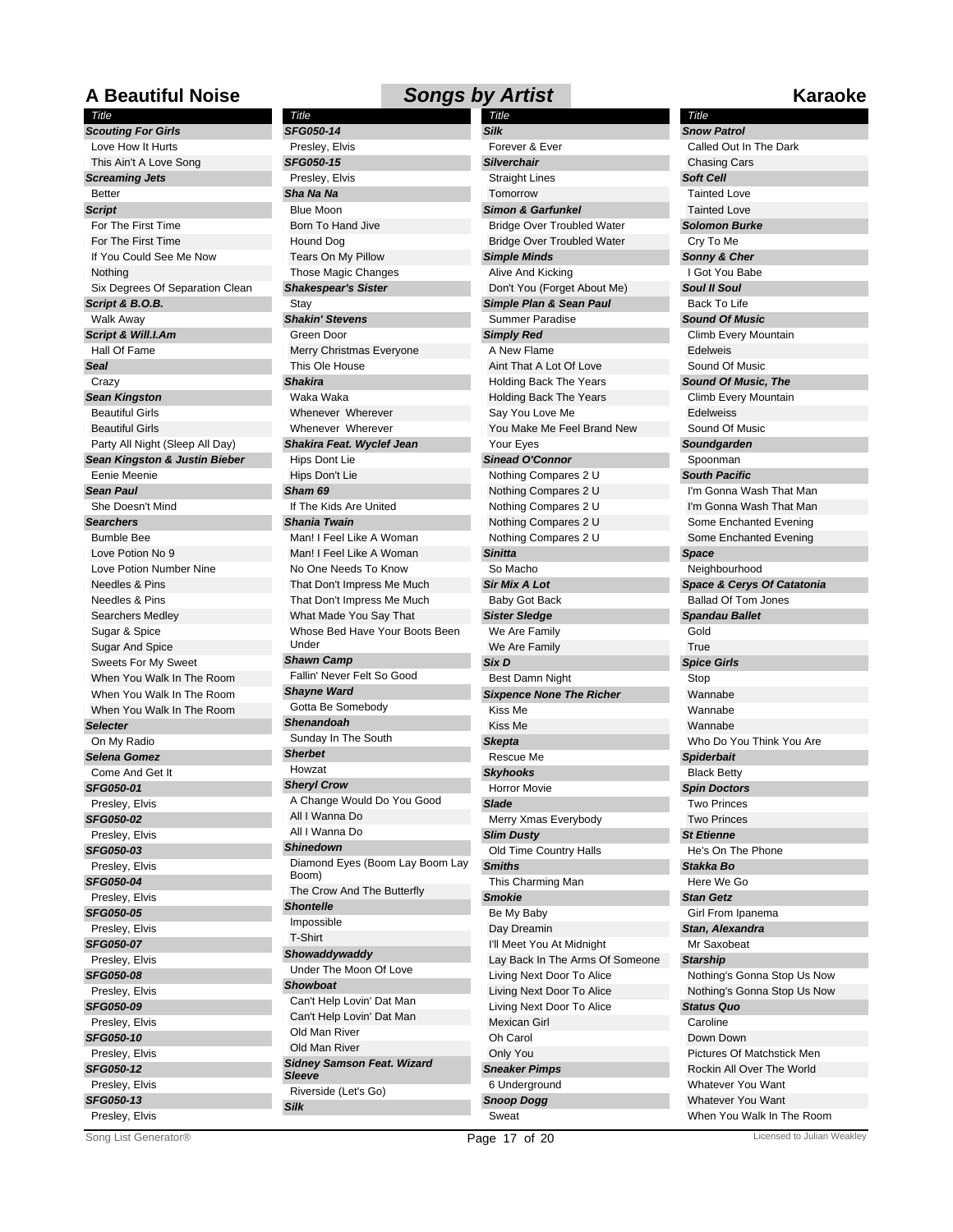# A Beautiful Noise — Songs by Artist — Karaoke

**Title**

***Scouting For Girls***
- Love How It Hurts
- This Ain't A Love Song

***Screaming Jets***
- Better

***Script***
- For The First Time
- For The First Time
- If You Could See Me Now
- Nothing
- Six Degrees Of Separation Clean

***Script & B.O.B.***
- Walk Away

***Script & Will.I.Am***
- Hall Of Fame

***Seal***
- Crazy

***Sean Kingston***
- Beautiful Girls
- Beautiful Girls
- Party All Night (Sleep All Day)

***Sean Kingston & Justin Bieber***
- Eenie Meenie

***Sean Paul***
- She Doesn't Mind

***Searchers***
- Bumble Bee
- Love Potion No 9
- Love Potion Number Nine
- Needles & Pins
- Needles & Pins
- Searchers Medley
- Sugar & Spice
- Sugar And Spice
- Sweets For My Sweet
- When You Walk In The Room
- When You Walk In The Room
- When You Walk In The Room

***Selecter***
- On My Radio

***Selena Gomez***
- Come And Get It

***SFG050-01***
- Presley, Elvis

***SFG050-02***
- Presley, Elvis

***SFG050-03***
- Presley, Elvis

***SFG050-04***
- Presley, Elvis

***SFG050-05***
- Presley, Elvis

***SFG050-07***
- Presley, Elvis

***SFG050-08***
- Presley, Elvis

***SFG050-09***
- Presley, Elvis

***SFG050-10***
- Presley, Elvis

***SFG050-12***
- Presley, Elvis

***SFG050-13***
- Presley, Elvis

***SFG050-14***
- Presley, Elvis

***SFG050-15***
- Presley, Elvis

***Sha Na Na***
- Blue Moon
- Born To Hand Jive
- Hound Dog
- Tears On My Pillow
- Those Magic Changes

***Shakespear's Sister***
- Stay

***Shakin' Stevens***
- Green Door
- Merry Christmas Everyone
- This Ole House

***Shakira***
- Waka Waka
- Whenever  Wherever
- Whenever  Wherever

***Shakira Feat. Wyclef Jean***
- Hips Dont Lie
- Hips Don't Lie

***Sham 69***
- If The Kids Are United

***Shania Twain***
- Man! I Feel Like A Woman
- Man! I Feel Like A Woman
- No One Needs To Know
- That Don't Impress Me Much
- That Don't Impress Me Much
- What Made You Say That
- Whose Bed Have Your Boots Been Under

***Shawn Camp***
- Fallin' Never Felt So Good

***Shayne Ward***
- Gotta Be Somebody

***Shenandoah***
- Sunday In The South

***Sherbet***
- Howzat

***Sheryl Crow***
- A Change Would Do You Good
- All I Wanna Do
- All I Wanna Do

***Shinedown***
- Diamond Eyes (Boom Lay Boom Lay Boom)
- The Crow And The Butterfly

***Shontelle***
- Impossible
- T-Shirt

***Showaddywaddy***
- Under The Moon Of Love

***Showboat***
- Can't Help Lovin' Dat Man
- Can't Help Lovin' Dat Man
- Old Man River
- Old Man River

***Sidney Samson Feat. Wizard Sleeve***
- Riverside (Let's Go)

***Silk***
- Forever & Ever

***Silverchair***
- Straight Lines
- Tomorrow

***Simon & Garfunkel***
- Bridge Over Troubled Water
- Bridge Over Troubled Water

***Simple Minds***
- Alive And Kicking
- Don't You (Forget About Me)

***Simple Plan & Sean Paul***
- Summer Paradise

***Simply Red***
- A New Flame
- Aint That A Lot Of Love
- Holding Back The Years
- Holding Back The Years
- Say You Love Me
- You Make Me Feel Brand New
- Your Eyes

***Sinead O'Connor***
- Nothing Compares 2 U
- Nothing Compares 2 U
- Nothing Compares 2 U
- Nothing Compares 2 U
- Nothing Compares 2 U

***Sinitta***
- So Macho

***Sir Mix A Lot***
- Baby Got Back

***Sister Sledge***
- We Are Family
- We Are Family

***Six D***
- Best Damn Night

***Sixpence None The Richer***
- Kiss Me
- Kiss Me

***Skepta***
- Rescue Me

***Skyhooks***
- Horror Movie

***Slade***
- Merry Xmas Everybody

***Slim Dusty***
- Old Time Country Halls

***Smiths***
- This Charming Man

***Smokie***
- Be My Baby
- Day Dreamin
- I'll Meet You At Midnight
- Lay Back In The Arms Of Someone
- Living Next Door To Alice
- Living Next Door To Alice
- Living Next Door To Alice
- Mexican Girl
- Oh Carol
- Only You

***Sneaker Pimps***
- 6 Underground

***Snoop Dogg***
- Sweat

***Snow Patrol***
- Called Out In The Dark
- Chasing Cars

***Soft Cell***
- Tainted Love
- Tainted Love

***Solomon Burke***
- Cry To Me

***Sonny & Cher***
- I Got You Babe

***Soul II Soul***
- Back To Life

***Sound Of Music***
- Climb Every Mountain
- Edelweis
- Sound Of Music

***Sound Of Music, The***
- Climb Every Mountain
- Edelweiss
- Sound Of Music

***Soundgarden***
- Spoonman

***South Pacific***
- I'm Gonna Wash That Man
- I'm Gonna Wash That Man
- Some Enchanted Evening
- Some Enchanted Evening

***Space***
- Neighbourhood

***Space & Cerys Of Catatonia***
- Ballad Of Tom Jones

***Spandau Ballet***
- Gold
- True

***Spice Girls***
- Stop
- Wannabe
- Wannabe
- Wannabe
- Who Do You Think You Are

***Spiderbait***
- Black Betty

***Spin Doctors***
- Two Princes
- Two Princes

***St Etienne***
- He's On The Phone

***Stakka Bo***
- Here We Go

***Stan Getz***
- Girl From Ipanema

***Stan, Alexandra***
- Mr Saxobeat

***Starship***
- Nothing's Gonna Stop Us Now
- Nothing's Gonna Stop Us Now

***Status Quo***
- Caroline
- Down Down
- Pictures Of Matchstick Men
- Rockin All Over The World
- Whatever You Want
- Whatever You Want
- When You Walk In The Room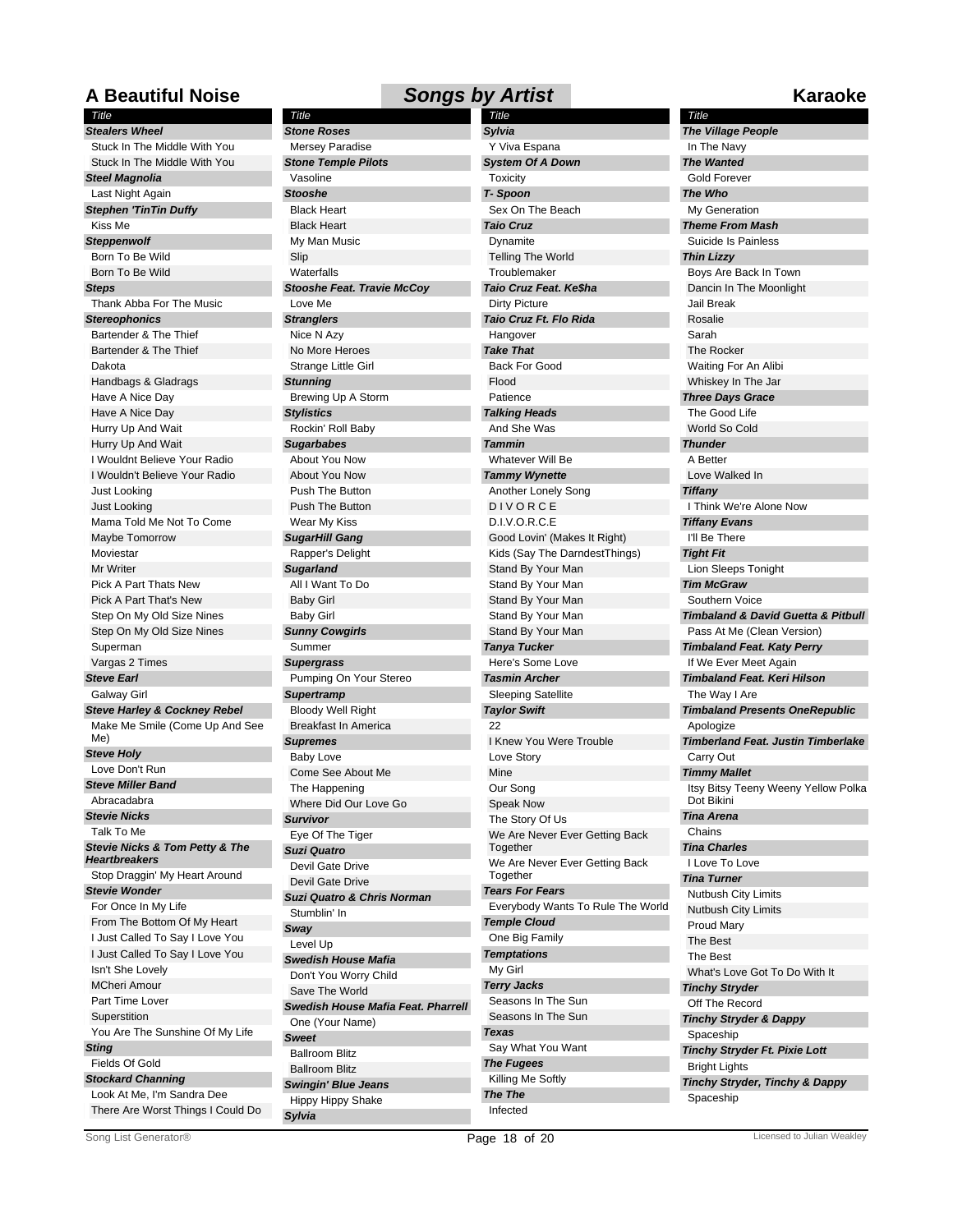# A Beautiful Noise — Songs by Artist — Karaoke

*Title*

***Stealers Wheel***
- Stuck In The Middle With You
- Stuck In The Middle With You

***Steel Magnolia***
- Last Night Again

***Stephen 'TinTin Duffy***
- Kiss Me

***Steppenwolf***
- Born To Be Wild
- Born To Be Wild

***Steps***
- Thank Abba For The Music

***Stereophonics***
- Bartender & The Thief
- Bartender & The Thief
- Dakota
- Handbags & Gladrags
- Have A Nice Day
- Have A Nice Day
- Hurry Up And Wait
- Hurry Up And Wait
- I Wouldnt Believe Your Radio
- I Wouldn't Believe Your Radio
- Just Looking
- Just Looking
- Mama Told Me Not To Come
- Maybe Tomorrow
- Moviestar
- Mr Writer
- Pick A Part Thats New
- Pick A Part That's New
- Step On My Old Size Nines
- Step On My Old Size Nines
- Superman
- Vargas 2 Times

***Steve Earl***
- Galway Girl

***Steve Harley & Cockney Rebel***
- Make Me Smile (Come Up And See Me)

***Steve Holy***
- Love Don't Run

***Steve Miller Band***
- Abracadabra

***Stevie Nicks***
- Talk To Me

***Stevie Nicks & Tom Petty & The Heartbreakers***
- Stop Draggin' My Heart Around

***Stevie Wonder***
- For Once In My Life
- From The Bottom Of My Heart
- I Just Called To Say I Love You
- I Just Called To Say I Love You
- Isn't She Lovely
- MCheri Amour
- Part Time Lover
- Superstition
- You Are The Sunshine Of My Life

***Sting***
- Fields Of Gold

***Stockard Channing***
- Look At Me, I'm Sandra Dee
- There Are Worst Things I Could Do

***Stone Roses***
- Mersey Paradise

***Stone Temple Pilots***
- Vasoline

***Stooshe***
- Black Heart
- Black Heart
- My Man Music
- Slip
- Waterfalls

***Stooshe Feat. Travie McCoy***
- Love Me

***Stranglers***
- Nice N Azy
- No More Heroes
- Strange Little Girl

***Stunning***
- Brewing Up A Storm

***Stylistics***
- Rockin' Roll Baby

***Sugarbabes***
- About You Now
- About You Now
- Push The Button
- Push The Button
- Wear My Kiss

***SugarHill Gang***
- Rapper's Delight

***Sugarland***
- All I Want To Do
- Baby Girl
- Baby Girl

***Sunny Cowgirls***
- Summer

***Supergrass***
- Pumping On Your Stereo

***Supertramp***
- Bloody Well Right
- Breakfast In America

***Supremes***
- Baby Love
- Come See About Me
- The Happening
- Where Did Our Love Go

***Survivor***
- Eye Of The Tiger

***Suzi Quatro***
- Devil Gate Drive
- Devil Gate Drive

***Suzi Quatro & Chris Norman***
- Stumblin' In

***Sway***
- Level Up

***Swedish House Mafia***
- Don't You Worry Child
- Save The World

***Swedish House Mafia Feat. Pharrell***
- One (Your Name)

***Sweet***
- Ballroom Blitz
- Ballroom Blitz

***Swingin' Blue Jeans***
- Hippy Hippy Shake

***Sylvia***
- Y Viva Espana

***System Of A Down***
- Toxicity

***T- Spoon***
- Sex On The Beach

***Taio Cruz***
- Dynamite
- Telling The World
- Troublemaker

***Taio Cruz Feat. Ke$ha***
- Dirty Picture

***Taio Cruz Ft. Flo Rida***
- Hangover

***Take That***
- Back For Good
- Flood
- Patience

***Talking Heads***
- And She Was

***Tammin***
- Whatever Will Be

***Tammy Wynette***
- Another Lonely Song
- D I V O R C E
- D.I.V.O.R.C.E
- Good Lovin' (Makes It Right)
- Kids (Say The DarndestThings)
- Stand By Your Man
- Stand By Your Man
- Stand By Your Man
- Stand By Your Man
- Stand By Your Man

***Tanya Tucker***
- Here's Some Love

***Tasmin Archer***
- Sleeping Satellite

***Taylor Swift***
- 22
- I Knew You Were Trouble
- Love Story
- Mine
- Our Song
- Speak Now
- The Story Of Us
- We Are Never Ever Getting Back Together
- We Are Never Ever Getting Back Together

***Tears For Fears***
- Everybody Wants To Rule The World

***Temple Cloud***
- One Big Family

***Temptations***
- My Girl

***Terry Jacks***
- Seasons In The Sun
- Seasons In The Sun

***Texas***
- Say What You Want

***The Fugees***
- Killing Me Softly

***The The***
- Infected

***The Village People***
- In The Navy

***The Wanted***
- Gold Forever

***The Who***
- My Generation

***Theme From Mash***
- Suicide Is Painless

***Thin Lizzy***
- Boys Are Back In Town
- Dancin In The Moonlight
- Jail Break
- Rosalie
- Sarah
- The Rocker
- Waiting For An Alibi
- Whiskey In The Jar

***Three Days Grace***
- The Good Life
- World So Cold

***Thunder***
- A Better
- Love Walked In

***Tiffany***
- I Think We're Alone Now

***Tiffany Evans***
- I'll Be There

***Tight Fit***
- Lion Sleeps Tonight

***Tim McGraw***
- Southern Voice

***Timbaland & David Guetta & Pitbull***
- Pass At Me (Clean Version)

***Timbaland Feat. Katy Perry***
- If We Ever Meet Again

***Timbaland Feat. Keri Hilson***
- The Way I Are

***Timbaland Presents OneRepublic***
- Apologize

***Timberland Feat. Justin Timberlake***
- Carry Out

***Timmy Mallet***
- Itsy Bitsy Teeny Weeny Yellow Polka Dot Bikini

***Tina Arena***
- Chains

***Tina Charles***
- I Love To Love

***Tina Turner***
- Nutbush City Limits
- Nutbush City Limits
- Proud Mary
- The Best
- The Best
- What's Love Got To Do With It

***Tinchy Stryder***
- Off The Record

***Tinchy Stryder & Dappy***
- Spaceship

***Tinchy Stryder Ft. Pixie Lott***
- Bright Lights

***Tinchy Stryder, Tinchy & Dappy***
- Spaceship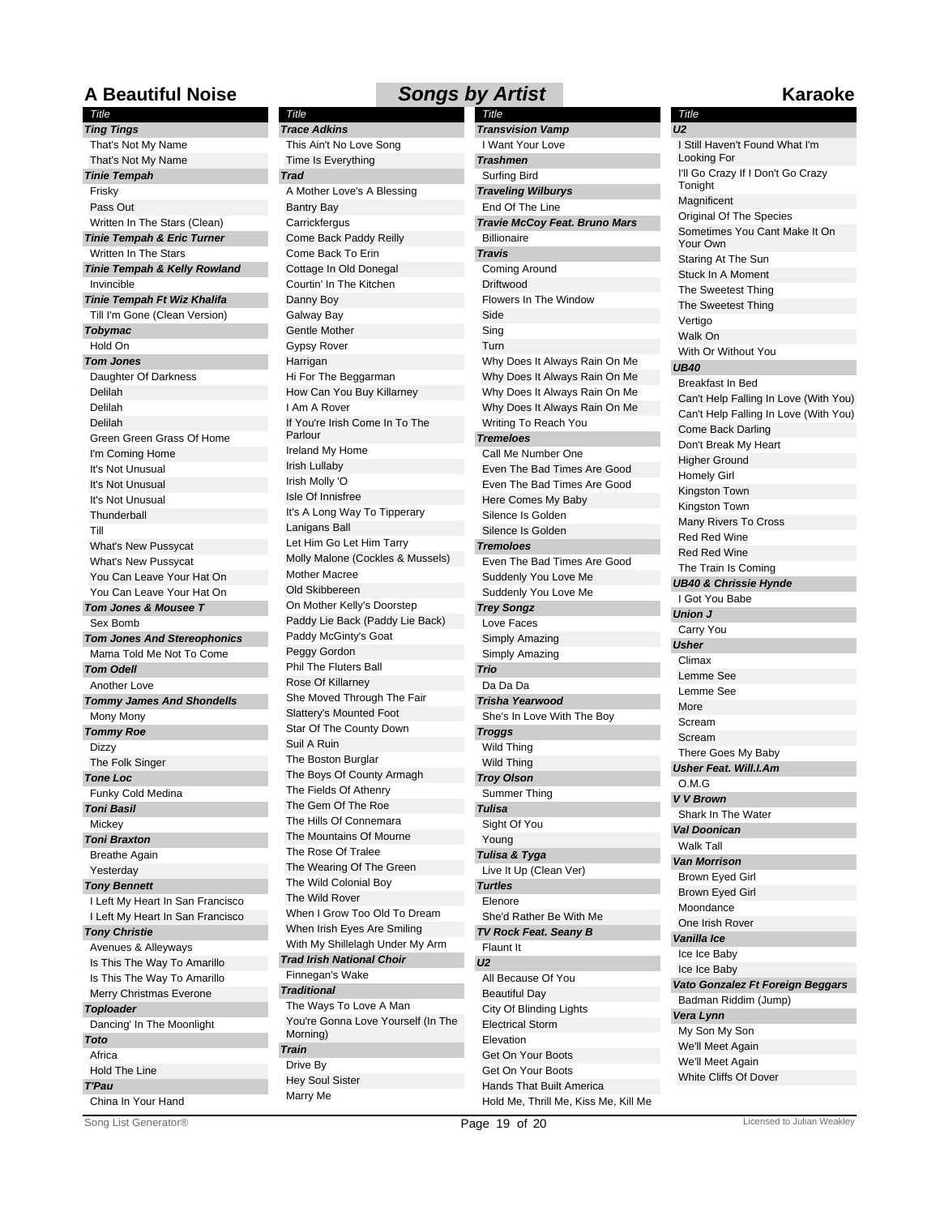# A Beautiful Noise — Songs by Artist — Karaoke

**Ting Tings**
- That's Not My Name
- That's Not My Name

**Tinie Tempah**
- Frisky
- Pass Out
- Written In The Stars (Clean)

**Tinie Tempah & Eric Turner**
- Written In The Stars

**Tinie Tempah & Kelly Rowland**
- Invincible

**Tinie Tempah Ft Wiz Khalifa**
- Till I'm Gone (Clean Version)

**Tobymac**
- Hold On

**Tom Jones**
- Daughter Of Darkness
- Delilah
- Delilah
- Delilah
- Green Green Grass Of Home
- I'm Coming Home
- It's Not Unusual
- It's Not Unusual
- It's Not Unusual
- Thunderball
- Till
- What's New Pussycat
- What's New Pussycat
- You Can Leave Your Hat On
- You Can Leave Your Hat On

**Tom Jones & Mousee T**
- Sex Bomb

**Tom Jones And Stereophonics**
- Mama Told Me Not To Come

**Tom Odell**
- Another Love

**Tommy James And Shondells**
- Mony Mony

**Tommy Roe**
- Dizzy
- The Folk Singer

**Tone Loc**
- Funky Cold Medina

**Toni Basil**
- Mickey

**Toni Braxton**
- Breathe Again
- Yesterday

**Tony Bennett**
- I Left My Heart In San Francisco
- I Left My Heart In San Francisco

**Tony Christie**
- Avenues & Alleyways
- Is This The Way To Amarillo
- Is This The Way To Amarillo
- Merry Christmas Everone

**Toploader**
- Dancing' In The Moonlight

**Toto**
- Africa
- Hold The Line

**T'Pau**
- China In Your Hand

**Trace Adkins**
- This Ain't No Love Song
- Time Is Everything

**Trad**
- A Mother Love's A Blessing
- Bantry Bay
- Carrickfergus
- Come Back Paddy Reilly
- Come Back To Erin
- Cottage In Old Donegal
- Courtin' In The Kitchen
- Danny Boy
- Galway Bay
- Gentle Mother
- Gypsy Rover
- Harrigan
- Hi For The Beggarman
- How Can You Buy Killarney
- I Am A Rover
- If You're Irish Come In To The Parlour
- Ireland My Home
- Irish Lullaby
- Irish Molly 'O
- Isle Of Innisfree
- It's A Long Way To Tipperary
- Lanigans Ball
- Let Him Go Let Him Tarry
- Molly Malone (Cockles & Mussels)
- Mother Macree
- Old Skibbereen
- On Mother Kelly's Doorstep
- Paddy Lie Back (Paddy Lie Back)
- Paddy McGinty's Goat
- Peggy Gordon
- Phil The Fluters Ball
- Rose Of Killarney
- She Moved Through The Fair
- Slattery's Mounted Foot
- Star Of The County Down
- Suil A Ruin
- The Boston Burglar
- The Boys Of County Armagh
- The Fields Of Athenry
- The Gem Of The Roe
- The Hills Of Connemara
- The Mountains Of Mourne
- The Rose Of Tralee
- The Wearing Of The Green
- The Wild Colonial Boy
- The Wild Rover
- When I Grow Too Old To Dream
- When Irish Eyes Are Smiling
- With My Shillelagh Under My Arm

**Trad Irish National Choir**
- Finnegan's Wake

**Traditional**
- The Ways To Love A Man
- You're Gonna Love Yourself (In The Morning)

**Train**
- Drive By
- Hey Soul Sister
- Marry Me

**Transvision Vamp**
- I Want Your Love

**Trashmen**
- Surfing Bird

**Traveling Wilburys**
- End Of The Line

**Travie McCoy Feat. Bruno Mars**
- Billionaire

**Travis**
- Coming Around
- Driftwood
- Flowers In The Window
- Side
- Sing
- Turn
- Why Does It Always Rain On Me
- Why Does It Always Rain On Me
- Why Does It Always Rain On Me
- Why Does It Always Rain On Me
- Writing To Reach You

**Tremeloes**
- Call Me Number One
- Even The Bad Times Are Good
- Even The Bad Times Are Good
- Here Comes My Baby
- Silence Is Golden
- Silence Is Golden

**Tremoloes**
- Even The Bad Times Are Good
- Suddenly You Love Me
- Suddenly You Love Me

**Trey Songz**
- Love Faces
- Simply Amazing
- Simply Amazing

**Trio**
- Da Da Da

**Trisha Yearwood**
- She's In Love With The Boy

**Troggs**
- Wild Thing
- Wild Thing

**Troy Olson**
- Summer Thing

**Tulisa**
- Sight Of You
- Young

**Tulisa & Tyga**
- Live It Up (Clean Ver)

**Turtles**
- Elenore
- She'd Rather Be With Me

**TV Rock Feat. Seany B**
- Flaunt It

**U2**
- All Because Of You
- Beautiful Day
- City Of Blinding Lights
- Electrical Storm
- Elevation
- Get On Your Boots
- Get On Your Boots
- Hands That Built America
- Hold Me, Thrill Me, Kiss Me, Kill Me
- I Still Haven't Found What I'm Looking For
- I'll Go Crazy If I Don't Go Crazy Tonight
- Magnificent
- Original Of The Species
- Sometimes You Cant Make It On Your Own
- Staring At The Sun
- Stuck In A Moment
- The Sweetest Thing
- The Sweetest Thing
- Vertigo
- Walk On
- With Or Without You

**UB40**
- Breakfast In Bed
- Can't Help Falling In Love (With You)
- Can't Help Falling In Love (With You)
- Come Back Darling
- Don't Break My Heart
- Higher Ground
- Homely Girl
- Kingston Town
- Kingston Town
- Many Rivers To Cross
- Red Red Wine
- Red Red Wine
- The Train Is Coming

**UB40 & Chrissie Hynde**
- I Got You Babe

**Union J**
- Carry You

**Usher**
- Climax
- Lemme See
- Lemme See
- More
- Scream
- Scream
- There Goes My Baby

**Usher Feat. Will.I.Am**
- O.M.G

**V V Brown**
- Shark In The Water

**Val Doonican**
- Walk Tall

**Van Morrison**
- Brown Eyed Girl
- Brown Eyed Girl
- Moondance
- One Irish Rover

**Vanilla Ice**
- Ice Ice Baby
- Ice Ice Baby

**Vato Gonzalez Ft Foreign Beggars**
- Badman Riddim (Jump)

**Vera Lynn**
- My Son My Son
- We'll Meet Again
- We'll Meet Again
- White Cliffs Of Dover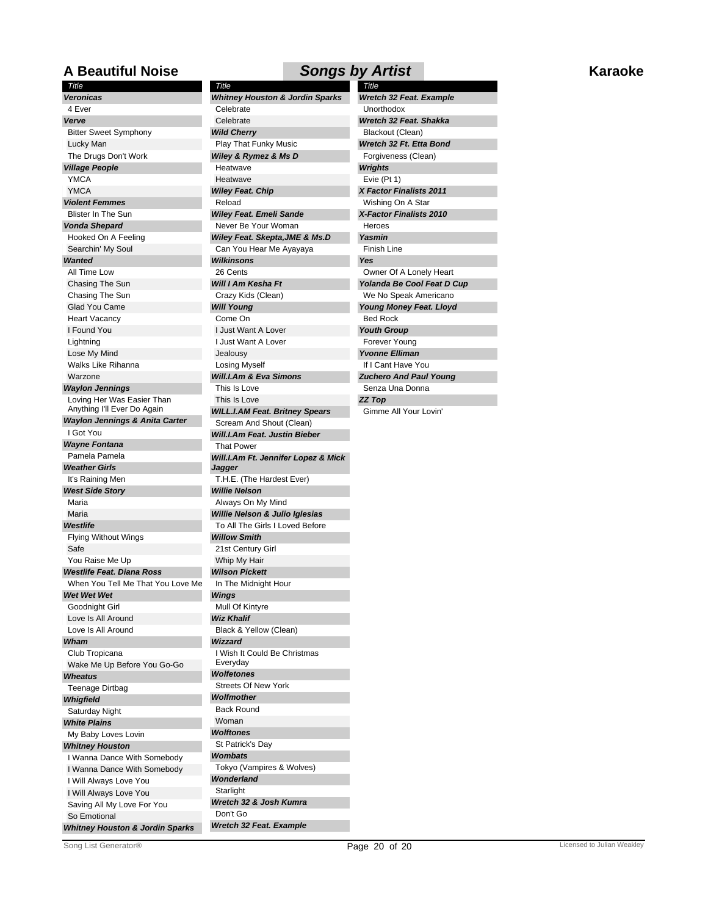## A Beautiful Noise — Songs by Artist — Karaoke

*Title*

***Veronicas***

4 Ever

***Verve***

Bitter Sweet Symphony
Lucky Man
The Drugs Don't Work

***Village People***

YMCA
YMCA

***Violent Femmes***

Blister In The Sun

***Vonda Shepard***

Hooked On A Feeling
Searchin' My Soul

***Wanted***

All Time Low
Chasing The Sun
Chasing The Sun
Glad You Came
Heart Vacancy
I Found You
Lightning
Lose My Mind
Walks Like Rihanna
Warzone

***Waylon Jennings***

Loving Her Was Easier Than Anything I'll Ever Do Again

***Waylon Jennings & Anita Carter***

I Got You

***Wayne Fontana***

Pamela Pamela

***Weather Girls***

It's Raining Men

***West Side Story***

Maria
Maria

***Westlife***

Flying Without Wings
Safe
You Raise Me Up

***Westlife Feat. Diana Ross***

When You Tell Me That You Love Me

***Wet Wet Wet***

Goodnight Girl
Love Is All Around
Love Is All Around

***Wham***

Club Tropicana
Wake Me Up Before You Go-Go

***Wheatus***

Teenage Dirtbag

***Whigfield***

Saturday Night

***White Plains***

My Baby Loves Lovin

***Whitney Houston***

I Wanna Dance With Somebody
I Wanna Dance With Somebody
I Will Always Love You
I Will Always Love You
Saving All My Love For You
So Emotional

***Whitney Houston & Jordin Sparks***

Celebrate
Celebrate

***Wild Cherry***

Play That Funky Music

***Wiley & Rymez & Ms D***

Heatwave
Heatwave

***Wiley Feat. Chip***

Reload

***Wiley Feat. Emeli Sande***

Never Be Your Woman

***Wiley Feat. Skepta,JME & Ms.D***

Can You Hear Me Ayayaya

***Wilkinsons***

26 Cents

***Will I Am Kesha Ft***

Crazy Kids (Clean)

***Will Young***

Come On
I Just Want A Lover
I Just Want A Lover
Jealousy
Losing Myself

***Will.I.Am & Eva Simons***

This Is Love
This Is Love

***WILL.I.AM Feat. Britney Spears***

Scream And Shout (Clean)

***Will.I.Am Feat. Justin Bieber***

That Power

***Will.I.Am Ft. Jennifer Lopez & Mick Jagger***

T.H.E. (The Hardest Ever)

***Willie Nelson***

Always On My Mind

***Willie Nelson & Julio Iglesias***

To All The Girls I Loved Before

***Willow Smith***

21st Century Girl
Whip My Hair

***Wilson Pickett***

In The Midnight Hour

***Wings***

Mull Of Kintyre

***Wiz Khalif***

Black & Yellow (Clean)

***Wizzard***

I Wish It Could Be Christmas Everyday

***Wolfetones***

Streets Of New York

***Wolfmother***

Back Round
Woman

***Wolftones***

St Patrick's Day

***Wombats***

Tokyo (Vampires & Wolves)

***Wonderland***

Starlight

***Wretch 32 & Josh Kumra***

Don't Go

***Wretch 32 Feat. Example***

Unorthodox

***Wretch 32 Feat. Shakka***

Blackout (Clean)

***Wretch 32 Ft. Etta Bond***

Forgiveness (Clean)

***Wrights***

Evie (Pt 1)

***X Factor Finalists 2011***

Wishing On A Star

***X-Factor Finalists 2010***

Heroes

***Yasmin***

Finish Line

***Yes***

Owner Of A Lonely Heart

***Yolanda Be Cool Feat D Cup***

We No Speak Americano

***Young Money Feat. Lloyd***

Bed Rock

***Youth Group***

Forever Young

***Yvonne Elliman***

If I Cant Have You

***Zuchero And Paul Young***

Senza Una Donna

***ZZ Top***

Gimme All Your Lovin'